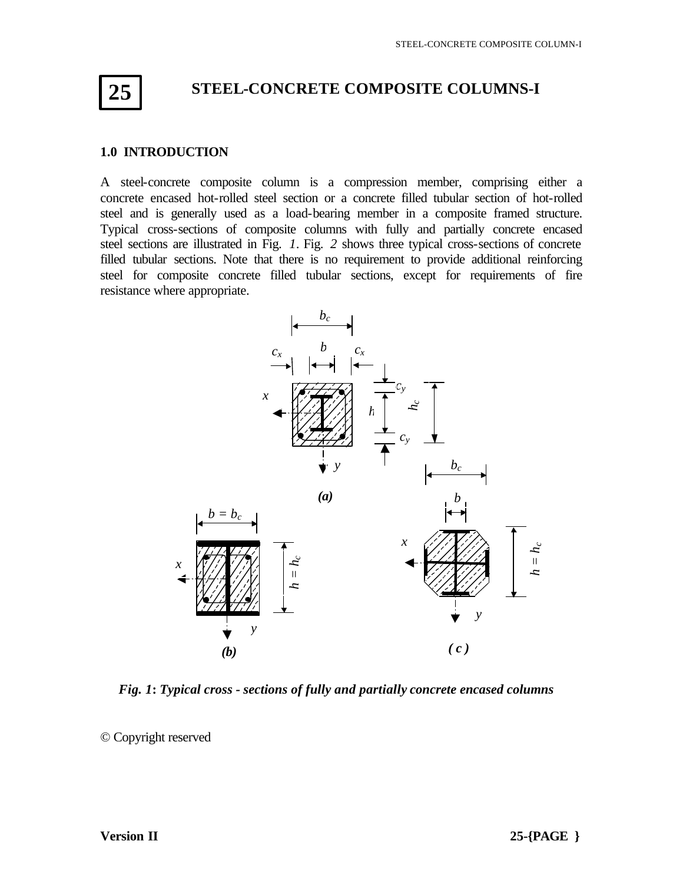# 25 STEEL-CONCRETE COMPOSITE COLUMNS-I

## 1.0 INTRODUCTION

A steel-concrete composite column is a compression member, comprising either a concrete encased hot-rolled steel section or a concrete filled tubular section of hot-rolled steel and is generally used as a load-bearing member in a composite framed structure. Typical cross-sections of composite columns with fully and partially concrete encased steel sections are illustrated in Fig. *1*. Fig. *2* shows three typical cross-sections of concrete filled tubular sections. Note that there is no requirement to provide additional reinforcing steel for composite concrete filled tubular sections, except for requirements of fire resistance where appropriate.

***Fig. 1*: *Typical cross - sections of fully and partially concrete encased columns***

© Copyright reserved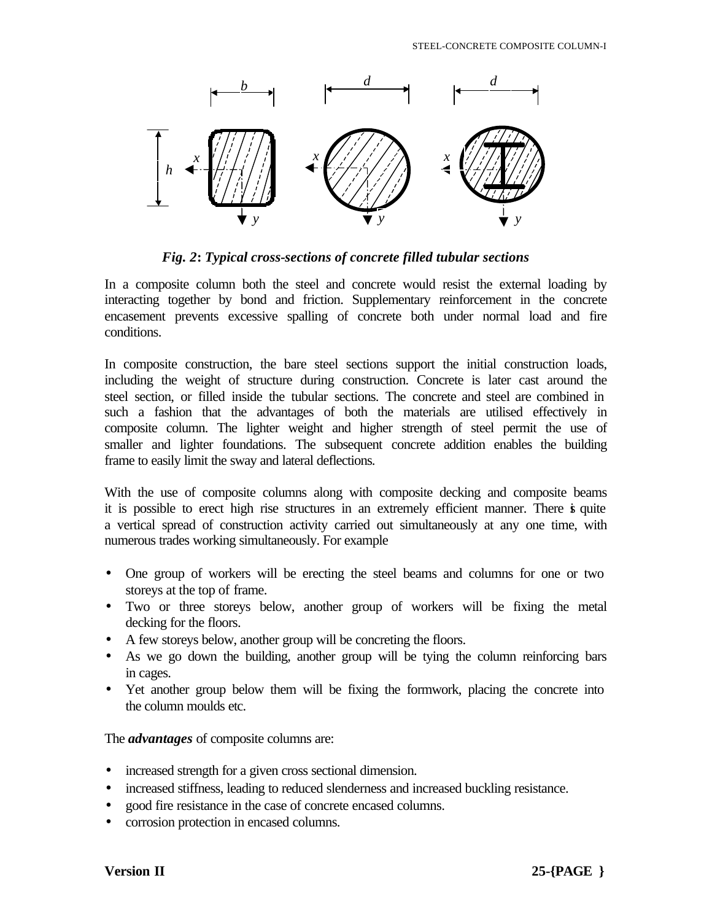*Fig. 2*: ***Typical cross-sections of concrete filled tubular sections***

In a composite column both the steel and concrete would resist the external loading by interacting together by bond and friction. Supplementary reinforcement in the concrete encasement prevents excessive spalling of concrete both under normal load and fire conditions.

In composite construction, the bare steel sections support the initial construction loads, including the weight of structure during construction. Concrete is later cast around the steel section, or filled inside the tubular sections. The concrete and steel are combined in such a fashion that the advantages of both the materials are utilised effectively in composite column. The lighter weight and higher strength of steel permit the use of smaller and lighter foundations. The subsequent concrete addition enables the building frame to easily limit the sway and lateral deflections.

With the use of composite columns along with composite decking and composite beams it is possible to erect high rise structures in an extremely efficient manner. There is quite a vertical spread of construction activity carried out simultaneously at any one time, with numerous trades working simultaneously. For example

- One group of workers will be erecting the steel beams and columns for one or two storeys at the top of frame.
- Two or three storeys below, another group of workers will be fixing the metal decking for the floors.
- A few storeys below, another group will be concreting the floors.
- As we go down the building, another group will be tying the column reinforcing bars in cages.
- Yet another group below them will be fixing the formwork, placing the concrete into the column moulds etc.

The ***advantages*** of composite columns are:

- increased strength for a given cross sectional dimension.
- increased stiffness, leading to reduced slenderness and increased buckling resistance.
- good fire resistance in the case of concrete encased columns.
- corrosion protection in encased columns.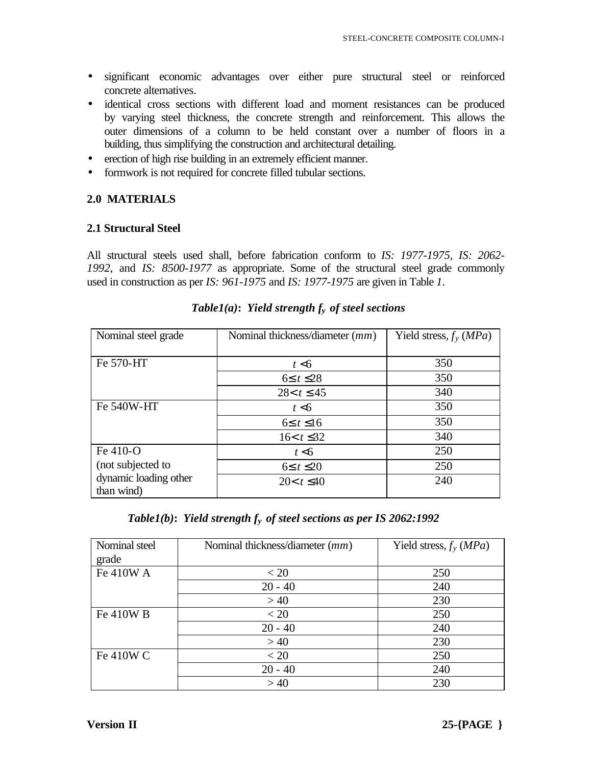- significant economic advantages over either pure structural steel or reinforced concrete alternatives.
- identical cross sections with different load and moment resistances can be produced by varying steel thickness, the concrete strength and reinforcement. This allows the outer dimensions of a column to be held constant over a number of floors in a building, thus simplifying the construction and architectural detailing.
- erection of high rise building in an extremely efficient manner.
- formwork is not required for concrete filled tubular sections.

## 2.0 MATERIALS

### 2.1 Structural Steel

All structural steels used shall, before fabrication conform to *IS: 1977-1975, IS: 2062-1992,* and *IS: 8500-1977* as appropriate. Some of the structural steel grade commonly used in construction as per *IS: 961-1975* and *IS: 1977-1975* are given in Table *1*.

***Table1(a): Yield strength $f_y$ of steel sections***

| Nominal steel grade | Nominal thickness/diameter (*mm*) | Yield stress, $f_y$ (*MPa*) |
|---|---|---|
| Fe 570-HT | $t < 6$ | 350 |
| | $6 \leq t \leq 28$ | 350 |
| | $28 < t \leq 45$ | 340 |
| Fe 540W-HT | $t < 6$ | 350 |
| | $6 \leq t \leq 16$ | 350 |
| | $16 < t \leq 32$ | 340 |
| Fe 410-O (not subjected to dynamic loading other than wind) | $t < 6$ | 250 |
| | $6 \leq t \leq 20$ | 250 |
| | $20 < t \leq 40$ | 240 |

***Table1(b): Yield strength $f_y$ of steel sections as per IS 2062:1992***

| Nominal steel grade | Nominal thickness/diameter (*mm*) | Yield stress, $f_y$ (*MPa*) |
|---|---|---|
| Fe 410W A | < 20 | 250 |
| | 20 - 40 | 240 |
| | > 40 | 230 |
| Fe 410W B | < 20 | 250 |
| | 20 - 40 | 240 |
| | > 40 | 230 |
| Fe 410W C | < 20 | 250 |
| | 20 - 40 | 240 |
| | > 40 | 230 |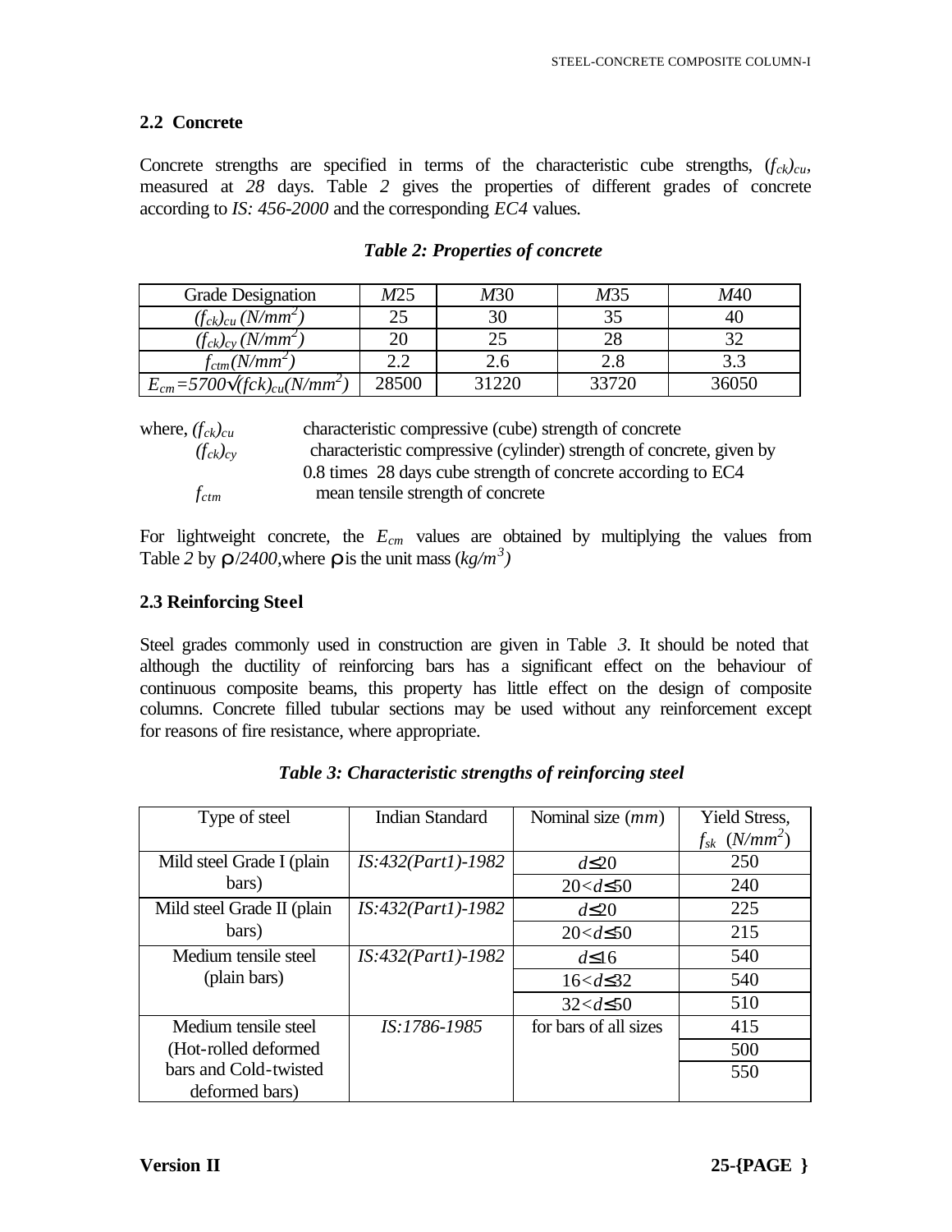## 2.2 Concrete

Concrete strengths are specified in terms of the characteristic cube strengths, $(f_{ck})_{cu}$, measured at *28* days. Table *2* gives the properties of different grades of concrete according to *IS: 456-2000* and the corresponding *EC4* values.

***Table 2: Properties of concrete***

| Grade Designation | *M*25 | *M*30 | *M*35 | *M*40 |
|---|---|---|---|---|
| $(f_{ck})_{cu}$ $(N/mm^2)$ | 25 | 30 | 35 | 40 |
| $(f_{ck})_{cy}$ $(N/mm^2)$ | 20 | 25 | 28 | 32 |
| $f_{ctm}(N/mm^2)$ | 2.2 | 2.6 | 2.8 | 3.3 |
| $E_{cm}=5700\sqrt{(fck)_{cu}}(N/mm^2)$ | 28500 | 31220 | 33720 | 36050 |

where, $(f_{ck})_{cu}$ characteristic compressive (cube) strength of concrete

$(f_{ck})_{cy}$ characteristic compressive (cylinder) strength of concrete, given by 0.8 times 28 days cube strength of concrete according to EC4

$f_{ctm}$ mean tensile strength of concrete

For lightweight concrete, the $E_{cm}$ values are obtained by multiplying the values from Table *2* by $\rho/2400$,where $\rho$ is the unit mass $(kg/m^3)$

## 2.3 Reinforcing Steel

Steel grades commonly used in construction are given in Table *3*. It should be noted that although the ductility of reinforcing bars has a significant effect on the behaviour of continuous composite beams, this property has little effect on the design of composite columns. Concrete filled tubular sections may be used without any reinforcement except for reasons of fire resistance, where appropriate.

***Table 3: Characteristic strengths of reinforcing steel***

| Type of steel | Indian Standard | Nominal size (*mm*) | Yield Stress, $f_{sk}$ $(N/mm^2)$ |
|---|---|---|---|
| Mild steel Grade I (plain bars) | *IS:432(Part1)-1982* | $d \le 20$ | 250 |
| | | $20 < d \le 50$ | 240 |
| Mild steel Grade II (plain bars) | *IS:432(Part1)-1982* | $d \le 20$ | 225 |
| | | $20 < d \le 50$ | 215 |
| Medium tensile steel (plain bars) | *IS:432(Part1)-1982* | $d \le 16$ | 540 |
| | | $16 < d \le 32$ | 540 |
| | | $32 < d \le 50$ | 510 |
| Medium tensile steel (Hot-rolled deformed bars and Cold-twisted deformed bars) | *IS:1786-1985* | for bars of all sizes | 415 |
| | | | 500 |
| | | | 550 |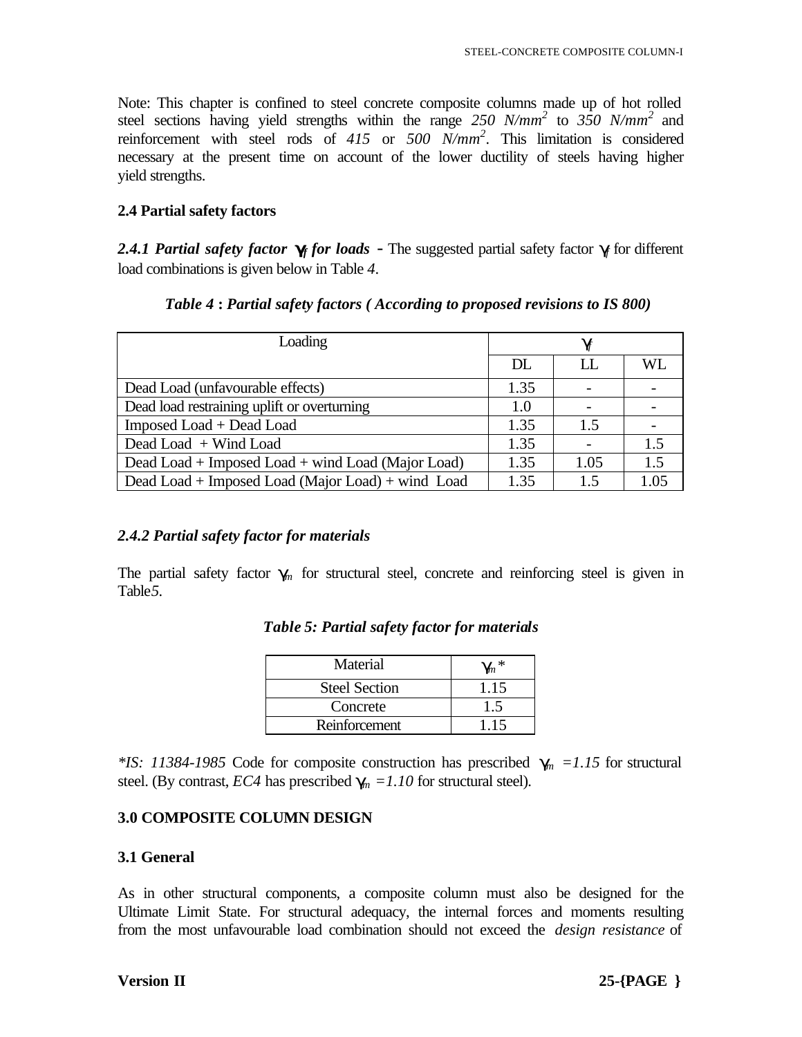Note: This chapter is confined to steel concrete composite columns made up of hot rolled steel sections having yield strengths within the range *250 N/mm$^2$* to *350 N/mm$^2$* and reinforcement with steel rods of *415* or *500 N/mm$^2$*. This limitation is considered necessary at the present time on account of the lower ductility of steels having higher yield strengths.

### 2.4 Partial safety factors

***2.4.1 Partial safety factor $\gamma_f$ for loads*** - The suggested partial safety factor $\gamma_f$ for different load combinations is given below in Table *4*.

***Table 4* : *Partial safety factors ( According to proposed revisions to IS 800)***

| Loading | $\gamma_f$ | | |
|---|---|---|---|
| | DL | LL | WL |
| Dead Load (unfavourable effects) | 1.35 | - | - |
| Dead load restraining uplift or overturning | 1.0 | - | - |
| Imposed Load + Dead Load | 1.35 | 1.5 | - |
| Dead Load + Wind Load | 1.35 | - | 1.5 |
| Dead Load + Imposed Load + wind Load (Major Load) | 1.35 | 1.05 | 1.5 |
| Dead Load + Imposed Load (Major Load) + wind Load | 1.35 | 1.5 | 1.05 |

***2.4.2 Partial safety factor for materials***

The partial safety factor $\gamma_m$ for structural steel, concrete and reinforcing steel is given in Table*5*.

***Table 5: Partial safety factor for materials***

| Material | $\gamma_m$* |
|---|---|
| Steel Section | 1.15 |
| Concrete | 1.5 |
| Reinforcement | 1.15 |

**IS: 11384-1985* Code for composite construction has prescribed $\gamma_m$ *=1.15* for structural steel. (By contrast, *EC4* has prescribed $\gamma_m$ *=1.10* for structural steel).

### 3.0 COMPOSITE COLUMN DESIGN

### 3.1 General

As in other structural components, a composite column must also be designed for the Ultimate Limit State. For structural adequacy, the internal forces and moments resulting from the most unfavourable load combination should not exceed the *design resistance* of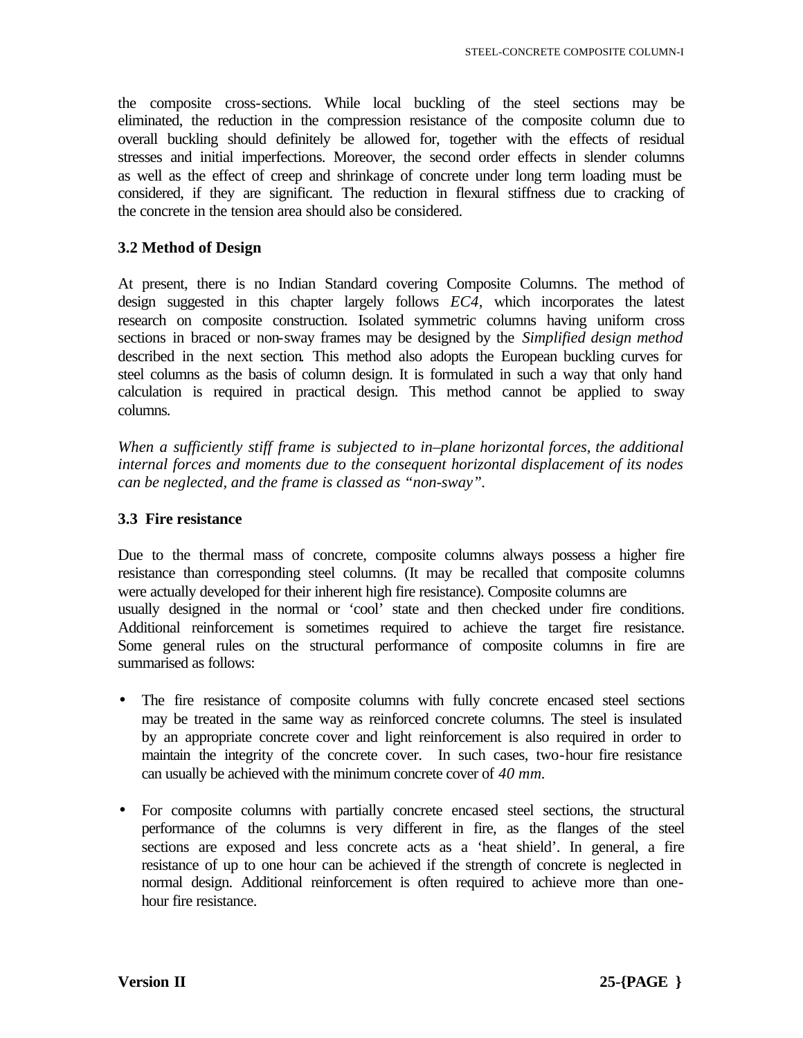the composite cross-sections. While local buckling of the steel sections may be eliminated, the reduction in the compression resistance of the composite column due to overall buckling should definitely be allowed for, together with the effects of residual stresses and initial imperfections. Moreover, the second order effects in slender columns as well as the effect of creep and shrinkage of concrete under long term loading must be considered, if they are significant. The reduction in flexural stiffness due to cracking of the concrete in the tension area should also be considered.

### 3.2 Method of Design

At present, there is no Indian Standard covering Composite Columns. The method of design suggested in this chapter largely follows *EC4*, which incorporates the latest research on composite construction. Isolated symmetric columns having uniform cross sections in braced or non-sway frames may be designed by the *Simplified design method* described in the next section. This method also adopts the European buckling curves for steel columns as the basis of column design. It is formulated in such a way that only hand calculation is required in practical design. This method cannot be applied to sway columns.

*When a sufficiently stiff frame is subjected to in–plane horizontal forces, the additional internal forces and moments due to the consequent horizontal displacement of its nodes can be neglected, and the frame is classed as "non-sway".*

### 3.3 Fire resistance

Due to the thermal mass of concrete, composite columns always possess a higher fire resistance than corresponding steel columns. (It may be recalled that composite columns were actually developed for their inherent high fire resistance). Composite columns are usually designed in the normal or 'cool' state and then checked under fire conditions. Additional reinforcement is sometimes required to achieve the target fire resistance. Some general rules on the structural performance of composite columns in fire are summarised as follows:

- The fire resistance of composite columns with fully concrete encased steel sections may be treated in the same way as reinforced concrete columns. The steel is insulated by an appropriate concrete cover and light reinforcement is also required in order to maintain the integrity of the concrete cover. In such cases, two-hour fire resistance can usually be achieved with the minimum concrete cover of *40 mm*.

- For composite columns with partially concrete encased steel sections, the structural performance of the columns is very different in fire, as the flanges of the steel sections are exposed and less concrete acts as a 'heat shield'. In general, a fire resistance of up to one hour can be achieved if the strength of concrete is neglected in normal design. Additional reinforcement is often required to achieve more than one-hour fire resistance.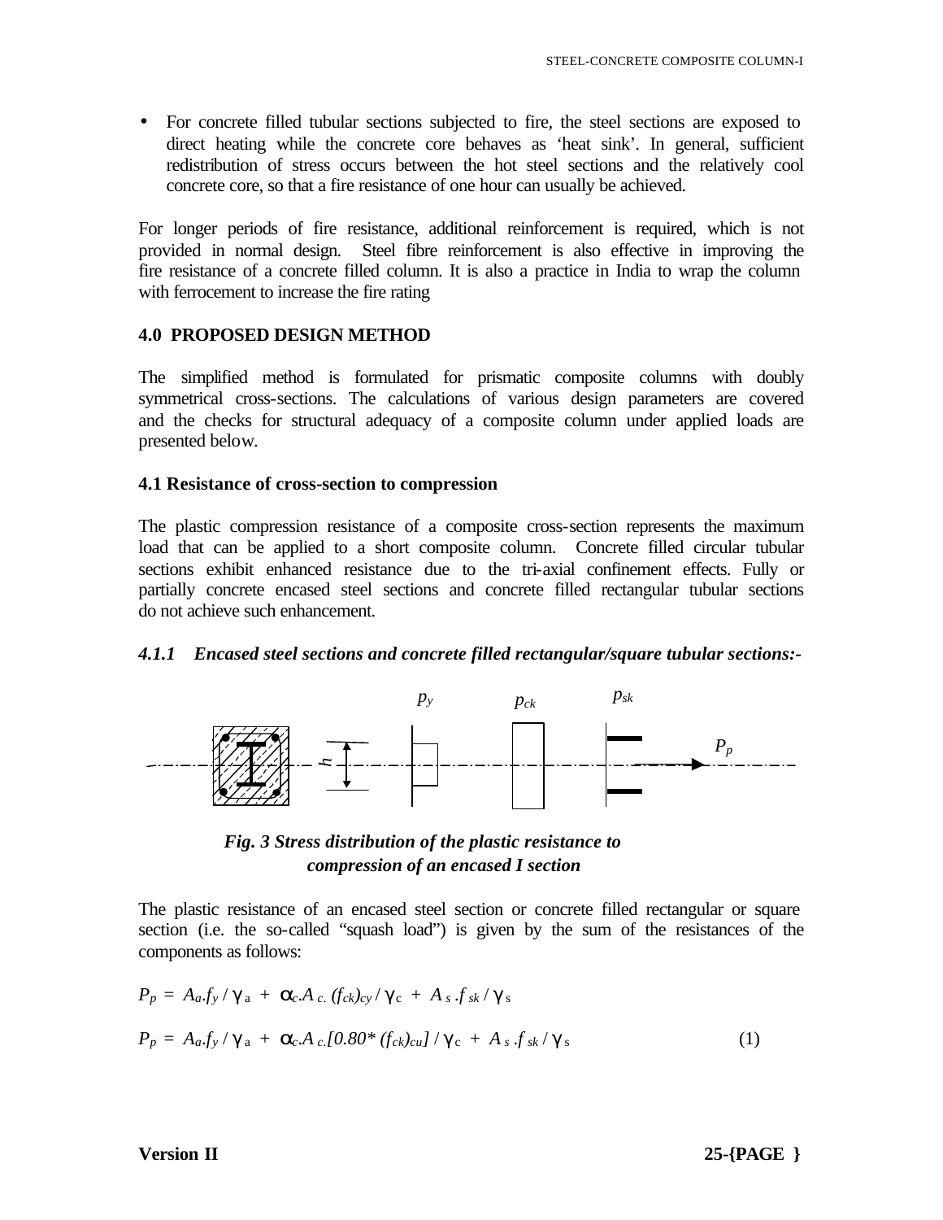- For concrete filled tubular sections subjected to fire, the steel sections are exposed to direct heating while the concrete core behaves as 'heat sink'. In general, sufficient redistribution of stress occurs between the hot steel sections and the relatively cool concrete core, so that a fire resistance of one hour can usually be achieved.

For longer periods of fire resistance, additional reinforcement is required, which is not provided in normal design. Steel fibre reinforcement is also effective in improving the fire resistance of a concrete filled column. It is also a practice in India to wrap the column with ferrocement to increase the fire rating

## 4.0 PROPOSED DESIGN METHOD

The simplified method is formulated for prismatic composite columns with doubly symmetrical cross-sections. The calculations of various design parameters are covered and the checks for structural adequacy of a composite column under applied loads are presented below.

### 4.1 Resistance of cross-section to compression

The plastic compression resistance of a composite cross-section represents the maximum load that can be applied to a short composite column. Concrete filled circular tubular sections exhibit enhanced resistance due to the tri-axial confinement effects. Fully or partially concrete encased steel sections and concrete filled rectangular tubular sections do not achieve such enhancement.

#### *4.1.1 Encased steel sections and concrete filled rectangular/square tubular sections:-*

$p_y$ $p_{ck}$ $p_{sk}$ $h$ $P_p$

***Fig. 3 Stress distribution of the plastic resistance to compression of an encased I section***

The plastic resistance of an encased steel section or concrete filled rectangular or square section (i.e. the so-called "squash load") is given by the sum of the resistances of the components as follows:

$$P_p = A_a . f_y / \gamma_a + \alpha_c . A_c . (f_{ck})_{cy} / \gamma_c + A_s . f_{sk} / \gamma_s$$

$$P_p = A_a . f_y / \gamma_a + \alpha_c . A_c . [0.80 * (f_{ck})_{cu}] / \gamma_c + A_s . f_{sk} / \gamma_s \qquad (1)$$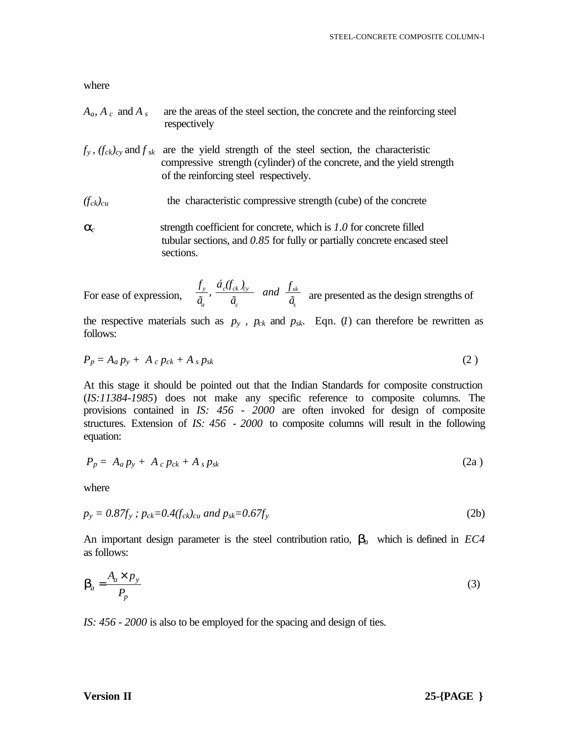where

$A_a$, $A_c$ and $A_s$ are the areas of the steel section, the concrete and the reinforcing steel respectively

$f_y$, $(f_{ck})_{cy}$ and $f_{sk}$ are the yield strength of the steel section, the characteristic compressive strength (cylinder) of the concrete, and the yield strength of the reinforcing steel respectively.

$(f_{ck})_{cu}$ the characteristic compressive strength (cube) of the concrete

$\alpha_c$ strength coefficient for concrete, which is *1.0* for concrete filled tubular sections, and *0.85* for fully or partially concrete encased steel sections.

For ease of expression, $\frac{f_y}{\gamma_a}, \frac{\alpha_c (f_{ck})_{cy}}{\gamma_c}$ and $\frac{f_{sk}}{\gamma_s}$ are presented as the design strengths of the respective materials such as $p_y$, $p_{ck}$ and $p_{sk}$. Eqn. (*1*) can therefore be rewritten as follows:

$$P_p = A_a p_y + A_c p_{ck} + A_s p_{sk} \tag{2}$$

At this stage it should be pointed out that the Indian Standards for composite construction (*IS:11384-1985*) does not make any specific reference to composite columns. The provisions contained in *IS: 456 - 2000* are often invoked for design of composite structures. Extension of *IS: 456 - 2000* to composite columns will result in the following equation:

$$P_p = A_a p_y + A_c p_{ck} + A_s p_{sk} \tag{2a}$$

where

$$p_y = 0.87 f_y \text{ ; } p_{ck} = 0.4 (f_{ck})_{cu} \text{ and } p_{sk} = 0.67 f_y \tag{2b}$$

An important design parameter is the steel contribution ratio, $\beta_a$ which is defined in *EC4* as follows:

$$\beta_a = \frac{A_a \times p_y}{P_p} \tag{3}$$

*IS: 456 - 2000* is also to be employed for the spacing and design of ties.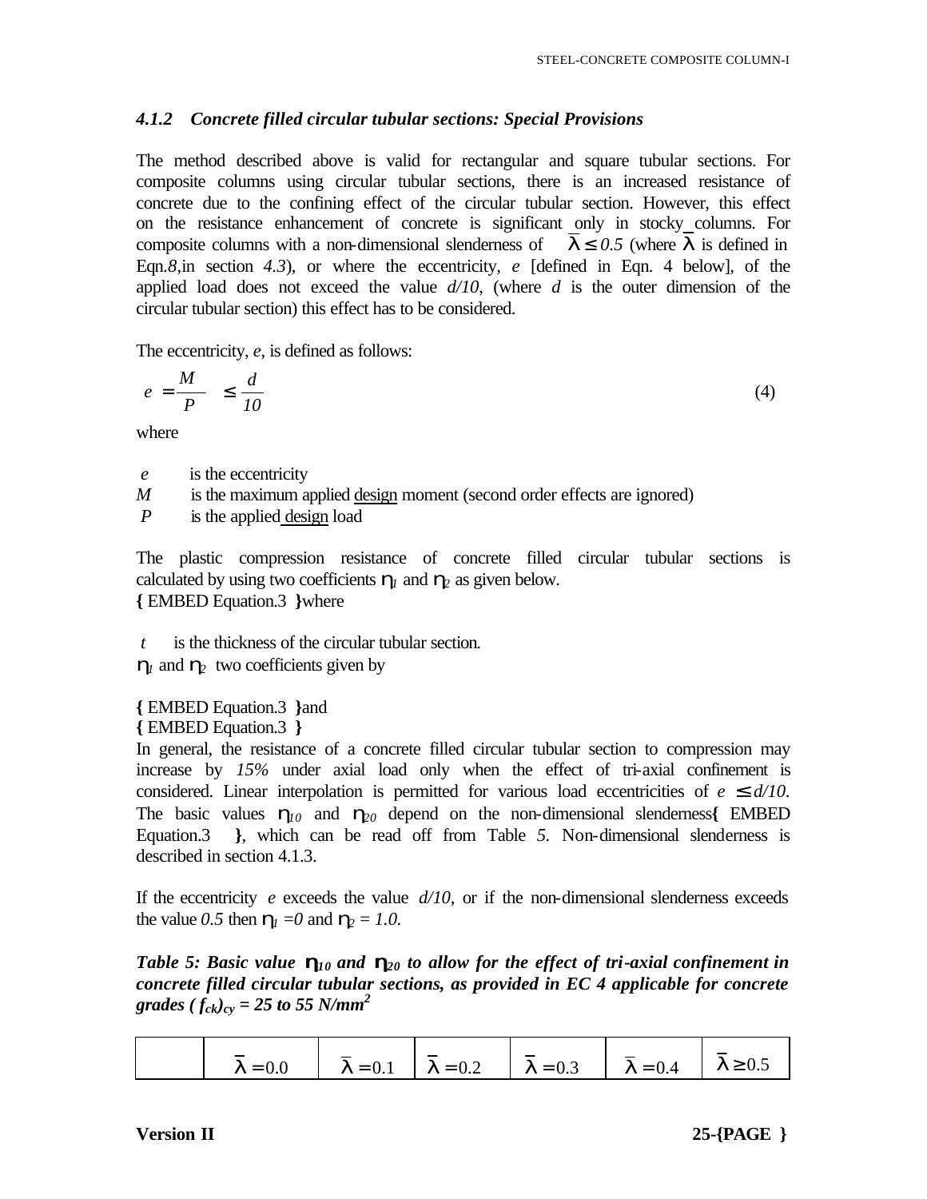### *4.1.2 Concrete filled circular tubular sections: Special Provisions*

The method described above is valid for rectangular and square tubular sections. For composite columns using circular tubular sections, there is an increased resistance of concrete due to the confining effect of the circular tubular section. However, this effect on the resistance enhancement of concrete is significant only in stocky columns. For composite columns with a non-dimensional slenderness of $\bar{\lambda} \leq 0.5$ (where $\bar{\lambda}$ is defined in Eqn.*8,*in section *4.3*), or where the eccentricity, *e* [defined in Eqn. 4 below], of the applied load does not exceed the value *d/10*, (where *d* is the outer dimension of the circular tubular section) this effect has to be considered.

The eccentricity, *e*, is defined as follows:

$$e = \frac{M}{P} \leq \frac{d}{10} \tag{4}$$

where

$e$ is the eccentricity

$M$ is the maximum applied design moment (second order effects are ignored)

$P$ is the applied design load

The plastic compression resistance of concrete filled circular tubular sections is calculated by using two coefficients $\eta_1$ and $\eta_2$ as given below.

{ EMBED Equation.3 }where

$t$ is the thickness of the circular tubular section.

$\eta_1$ and $\eta_2$ two coefficients given by

{ EMBED Equation.3 }and

{ EMBED Equation.3 }

In general, the resistance of a concrete filled circular tubular section to compression may increase by *15%* under axial load only when the effect of tri-axial confinement is considered. Linear interpolation is permitted for various load eccentricities of $e \leq d/10$. The basic values $\eta_{10}$ and $\eta_{20}$ depend on the non-dimensional slenderness{ EMBED Equation.3 }, which can be read off from Table *5*. Non-dimensional slenderness is described in section 4.1.3.

If the eccentricity *e* exceeds the value *d/10*, or if the non-dimensional slenderness exceeds the value *0.5* then $\eta_1 = 0$ and $\eta_2 = 1.0$.

***Table 5: Basic value $\eta_{10}$ and $\eta_{20}$ to allow for the effect of tri-axial confinement in concrete filled circular tubular sections, as provided in EC 4 applicable for concrete grades $(f_{ck})_{cy}$ = 25 to 55 N/mm$^2$***

| | $\bar{\lambda} = 0.0$ | $\bar{\lambda} = 0.1$ | $\bar{\lambda} = 0.2$ | $\bar{\lambda} = 0.3$ | $\bar{\lambda} = 0.4$ | $\bar{\lambda} \geq 0.5$ |
|---|---|---|---|---|---|---|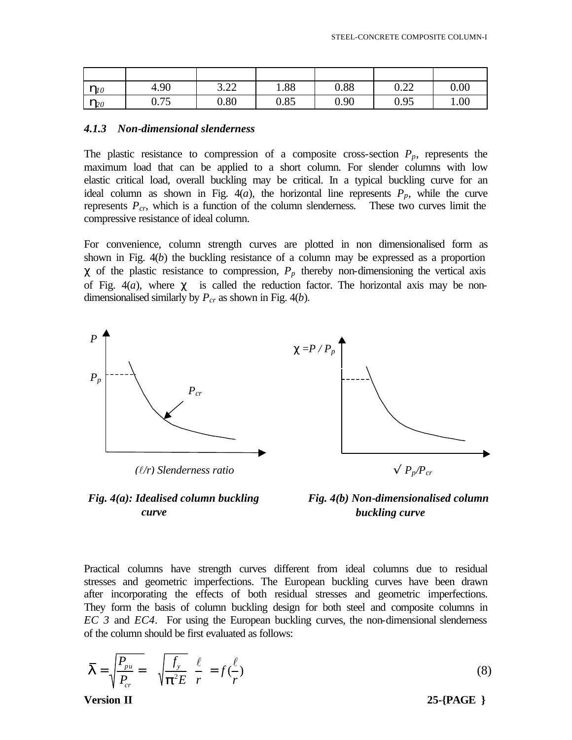| | | | | | | |
|---|---|---|---|---|---|---|
| $\eta_{10}$ | 4.90 | 3.22 | 1.88 | 0.88 | 0.22 | 0.00 |
| $\eta_{20}$ | 0.75 | 0.80 | 0.85 | 0.90 | 0.95 | 1.00 |

#### *4.1.3 Non-dimensional slenderness*

The plastic resistance to compression of a composite cross-section $P_p$, represents the maximum load that can be applied to a short column. For slender columns with low elastic critical load, overall buckling may be critical. In a typical buckling curve for an ideal column as shown in Fig. 4(*a*), the horizontal line represents $P_p$, while the curve represents $P_{cr}$, which is a function of the column slenderness. These two curves limit the compressive resistance of ideal column.

For convenience, column strength curves are plotted in non dimensionalised form as shown in Fig. 4(*b*) the buckling resistance of a column may be expressed as a proportion $\chi$ of the plastic resistance to compression, $P_p$ thereby non-dimensioning the vertical axis of Fig. 4(*a*), where $\chi$ is called the reduction factor. The horizontal axis may be non-dimensionalised similarly by $P_{cr}$ as shown in Fig. 4(*b*).

***Fig. 4(a): Idealised column buckling curve***

***Fig. 4(b) Non-dimensionalised column buckling curve***

Practical columns have strength curves different from ideal columns due to residual stresses and geometric imperfections. The European buckling curves have been drawn after incorporating the effects of both residual stresses and geometric imperfections. They form the basis of column buckling design for both steel and composite columns in *EC 3* and *EC4*. For using the European buckling curves, the non-dimensional slenderness of the column should be first evaluated as follows:

$$\bar{\lambda} = \sqrt{\frac{P_{pu}}{P_{cr}}} = \sqrt{\frac{f_y}{\pi^2 E}}\ \frac{\ell}{r} = f\left(\frac{\ell}{r}\right) \tag{8}$$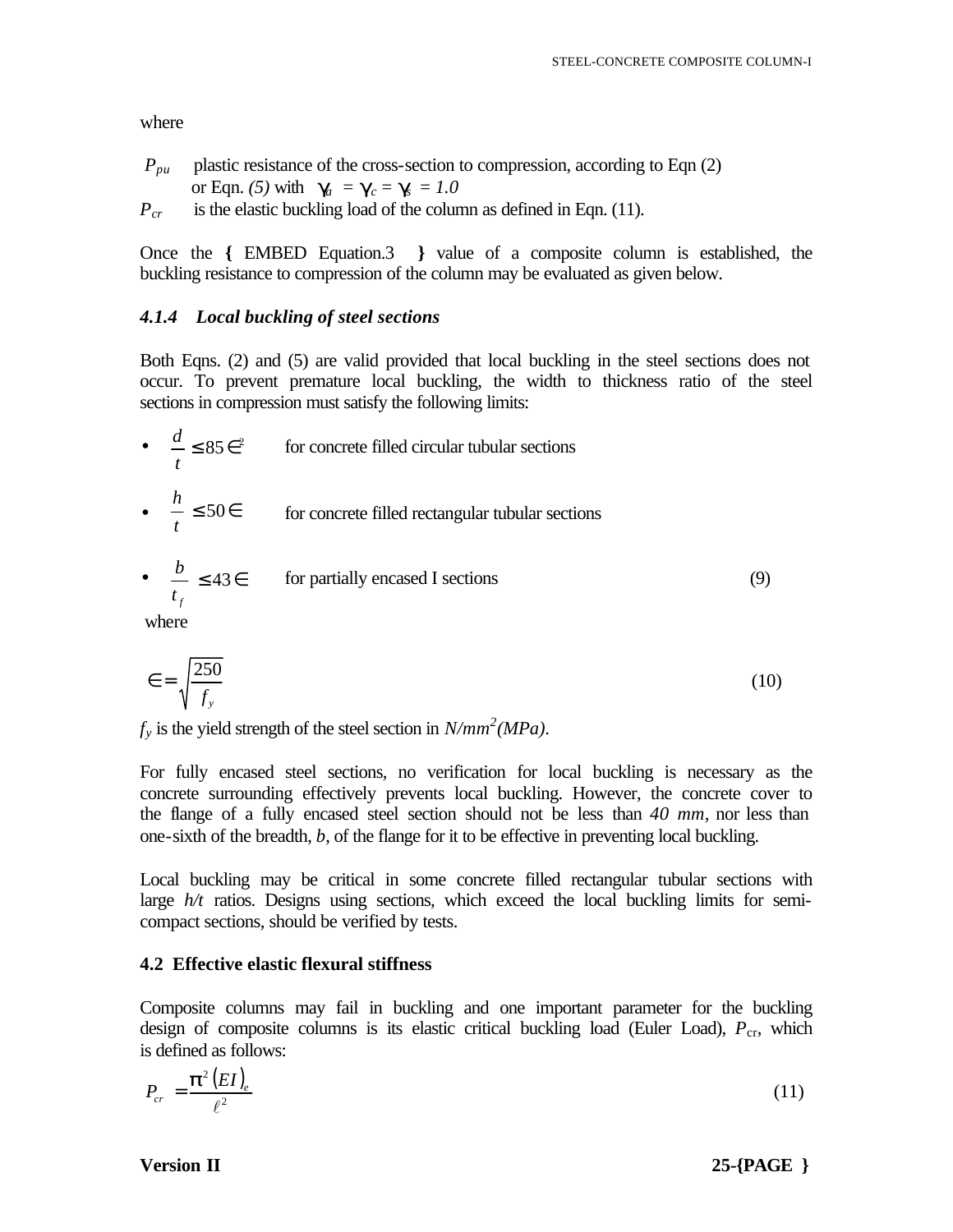where

$P_{pu}$ plastic resistance of the cross-section to compression, according to Eqn (2) or Eqn. *(5)* with $\gamma_a = \gamma_c = \gamma_s = 1.0$

$P_{cr}$ is the elastic buckling load of the column as defined in Eqn. (11).

Once the { EMBED Equation.3 } value of a composite column is established, the buckling resistance to compression of the column may be evaluated as given below.

### *4.1.4 Local buckling of steel sections*

Both Eqns. (2) and (5) are valid provided that local buckling in the steel sections does not occur. To prevent premature local buckling, the width to thickness ratio of the steel sections in compression must satisfy the following limits:

- $\frac{d}{t} \leq 85 \in^2$ for concrete filled circular tubular sections
- $\frac{h}{t} \leq 50 \in$ for concrete filled rectangular tubular sections
- $\frac{b}{t_f} \leq 43 \in$ for partially encased I sections (9)

where

$$\in = \sqrt{\frac{250}{f_y}} \tag{10}$$

$f_y$ is the yield strength of the steel section in *N/mm²(MPa)*.

For fully encased steel sections, no verification for local buckling is necessary as the concrete surrounding effectively prevents local buckling. However, the concrete cover to the flange of a fully encased steel section should not be less than *40 mm*, nor less than one-sixth of the breadth, *b*, of the flange for it to be effective in preventing local buckling.

Local buckling may be critical in some concrete filled rectangular tubular sections with large *h/t* ratios. Designs using sections, which exceed the local buckling limits for semi-compact sections, should be verified by tests.

## 4.2 Effective elastic flexural stiffness

Composite columns may fail in buckling and one important parameter for the buckling design of composite columns is its elastic critical buckling load (Euler Load), $P_{cr}$, which is defined as follows:

$$P_{cr} = \frac{\pi^2 (EI)_e}{\ell^2} \tag{11}$$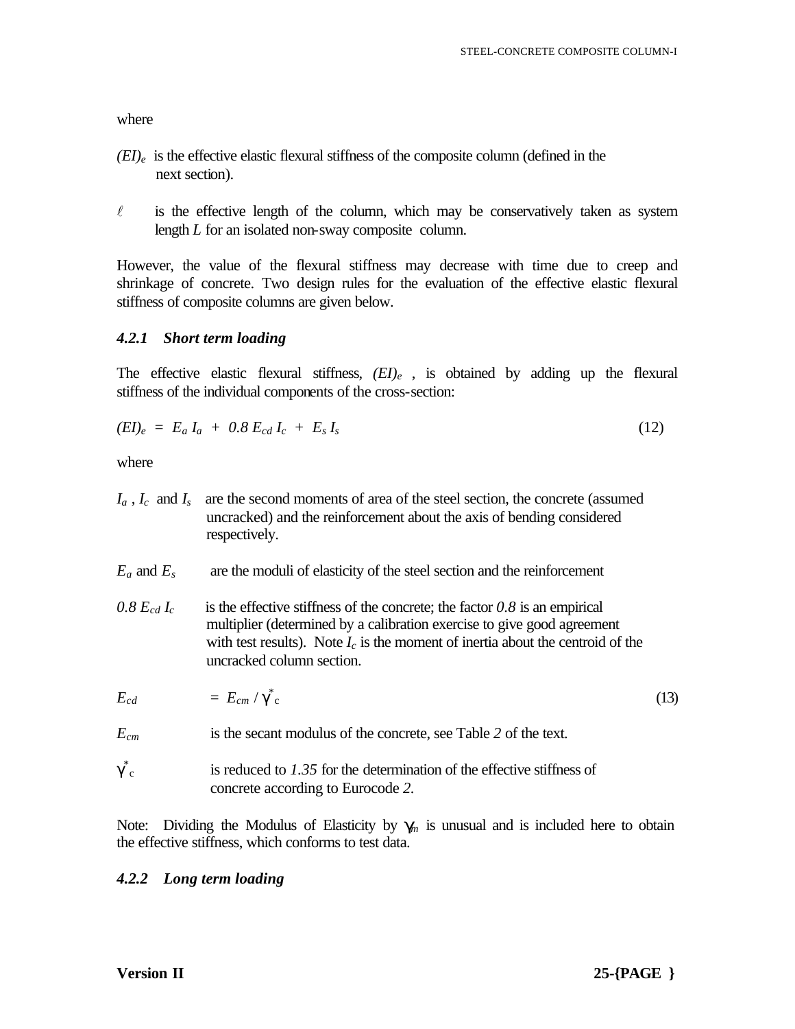where

$(EI)_e$ is the effective elastic flexural stiffness of the composite column (defined in the next section).

$\ell$ is the effective length of the column, which may be conservatively taken as system length $L$ for an isolated non-sway composite column.

However, the value of the flexural stiffness may decrease with time due to creep and shrinkage of concrete. Two design rules for the evaluation of the effective elastic flexural stiffness of composite columns are given below.

### *4.2.1 Short term loading*

The effective elastic flexural stiffness, $(EI)_e$ , is obtained by adding up the flexural stiffness of the individual components of the cross-section:

$$(EI)_e = E_a I_a + 0.8 E_{cd} I_c + E_s I_s \tag{12}$$

where

$I_a$ , $I_c$ and $I_s$ are the second moments of area of the steel section, the concrete (assumed uncracked) and the reinforcement about the axis of bending considered respectively.

$E_a$ and $E_s$ are the moduli of elasticity of the steel section and the reinforcement

$0.8 E_{cd} I_c$ is the effective stiffness of the concrete; the factor *0.8* is an empirical multiplier (determined by a calibration exercise to give good agreement with test results). Note $I_c$ is the moment of inertia about the centroid of the uncracked column section.

$$E_{cd} = E_{cm} / \gamma^*_c \tag{13}$$

$E_{cm}$ is the secant modulus of the concrete, see Table *2* of the text.

$\gamma^*_c$ is reduced to *1.35* for the determination of the effective stiffness of concrete according to Eurocode *2*.

Note: Dividing the Modulus of Elasticity by $\gamma_m$ is unusual and is included here to obtain the effective stiffness, which conforms to test data.

### *4.2.2 Long term loading*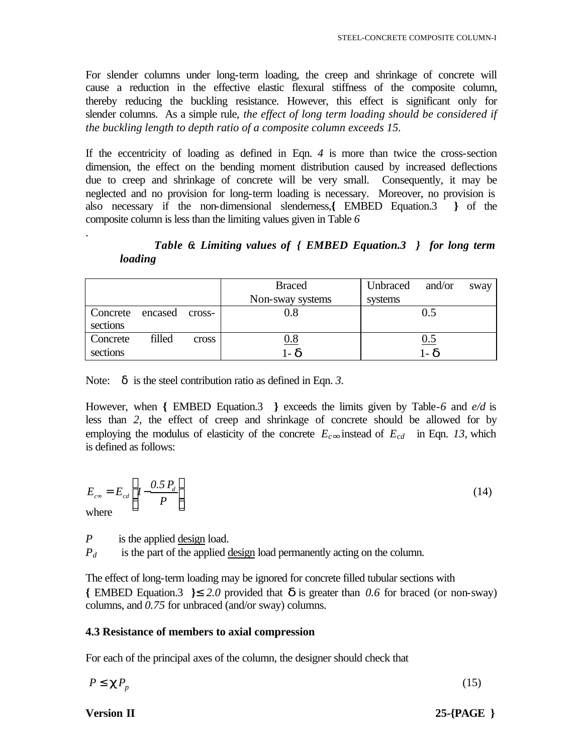For slender columns under long-term loading, the creep and shrinkage of concrete will cause a reduction in the effective elastic flexural stiffness of the composite column, thereby reducing the buckling resistance. However, this effect is significant only for slender columns. As a simple rule, *the effect of long term loading should be considered if the buckling length to depth ratio of a composite column exceeds 15.*

If the eccentricity of loading as defined in Eqn. *4* is more than twice the cross-section dimension, the effect on the bending moment distribution caused by increased deflections due to creep and shrinkage of concrete will be very small. Consequently, it may be neglected and no provision for long-term loading is necessary. Moreover, no provision is also necessary if the non-dimensional slenderness,{ EMBED Equation.3 } of the composite column is less than the limiting values given in Table *6*

.

***Table 6: Limiting values of { EMBED Equation.3 } for long term loading***

| | Braced Non-sway systems | Unbraced and/or sway systems |
|---|---|---|
| Concrete encased cross-sections | 0.8 | 0.5 |
| Concrete filled cross sections | $\frac{0.8}{1-\delta}$ | $\frac{0.5}{1-\delta}$ |

Note: $\delta$ is the steel contribution ratio as defined in Eqn. *3*.

However, when { EMBED Equation.3 } exceeds the limits given by Table-*6* and *e/d* is less than *2*, the effect of creep and shrinkage of concrete should be allowed for by employing the modulus of elasticity of the concrete $E_{c\infty}$ instead of $E_{cd}$ in Eqn. *13*, which is defined as follows:

$$E_{c\infty} = E_{cd}\left(1 - \frac{0.5\,P_d}{P}\right) \tag{14}$$

where

$P$ is the applied design load.

$P_d$ is the part of the applied design load permanently acting on the column.

The effect of long-term loading may be ignored for concrete filled tubular sections with { EMBED Equation.3 }$\leq 2.0$ provided that $\delta$ is greater than *0.6* for braced (or non-sway) columns, and *0.75* for unbraced (and/or sway) columns.

**4.3 Resistance of members to axial compression**

For each of the principal axes of the column, the designer should check that

$$P \leq \chi\, P_p \tag{15}$$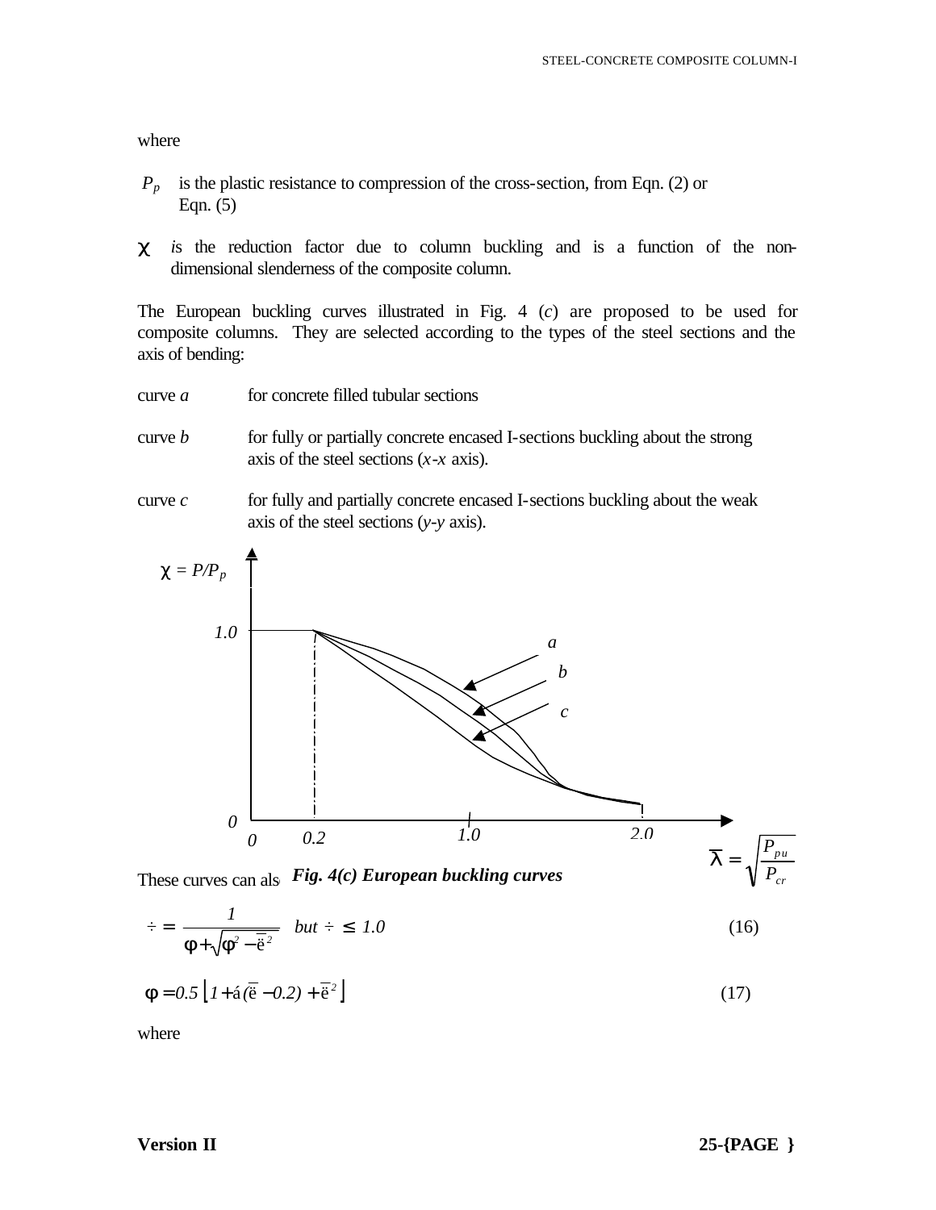where

$P_p$ is the plastic resistance to compression of the cross-section, from Eqn. (2) or Eqn. (5)

$\chi$ is the reduction factor due to column buckling and is a function of the non-dimensional slenderness of the composite column.

The European buckling curves illustrated in Fig. 4 (*c*) are proposed to be used for composite columns. They are selected according to the types of the steel sections and the axis of bending:

curve *a* for concrete filled tubular sections

curve *b* for fully or partially concrete encased I-sections buckling about the strong axis of the steel sections (*x-x* axis).

curve *c* for fully and partially concrete encased I-sections buckling about the weak axis of the steel sections (*y-y* axis).

***Fig. 4(c) European buckling curves***

These curves can also be expressed as:

$$\chi = \frac{1}{\phi + \sqrt{\phi^2 - \bar{\lambda}^2}} \quad but \ \chi \leq 1.0 \tag{16}$$

$$\phi = 0.5\left[1 + \alpha(\bar{\lambda} - 0.2) + \bar{\lambda}^2\right] \tag{17}$$

where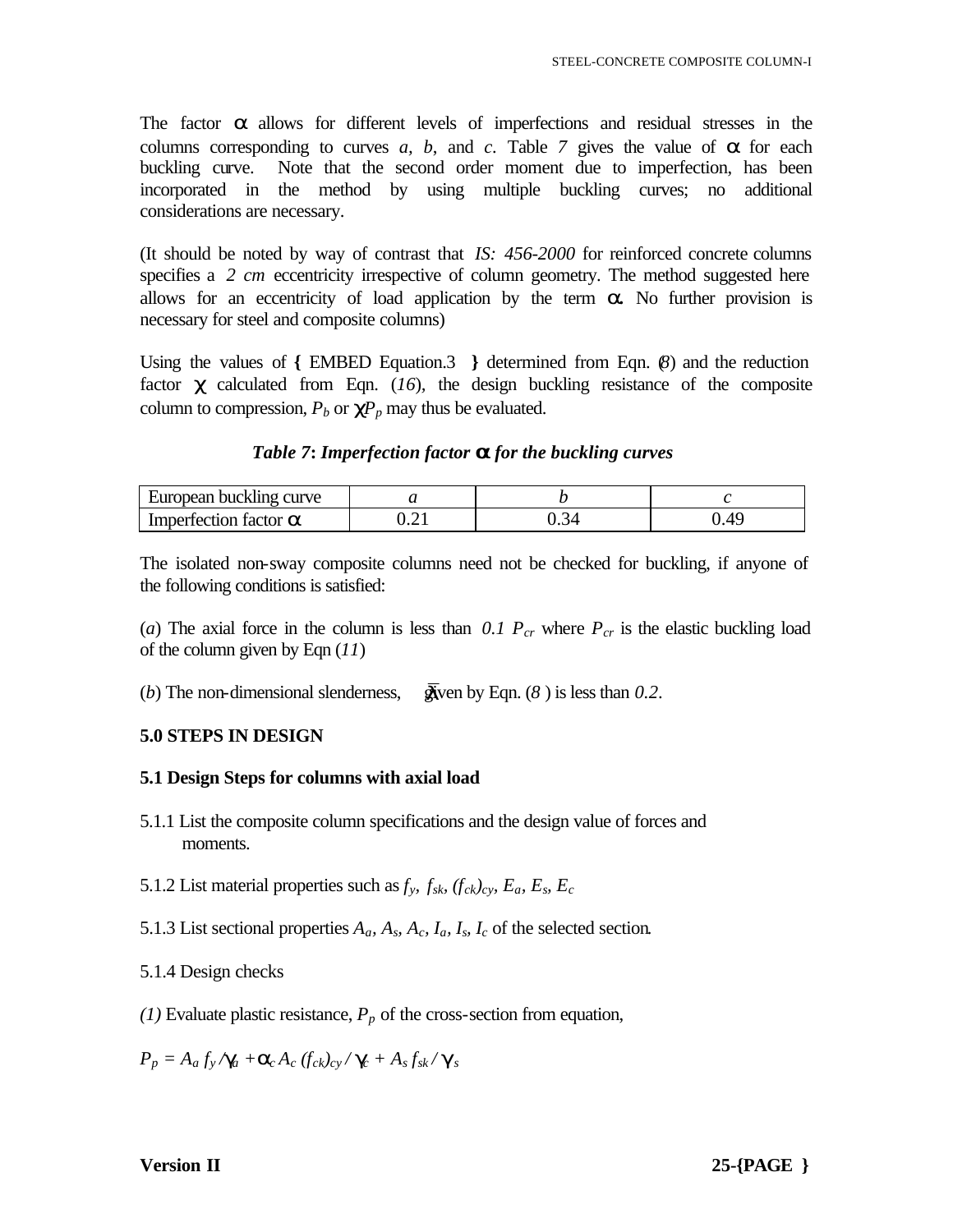The factor $\alpha$ allows for different levels of imperfections and residual stresses in the columns corresponding to curves *a*, *b*, and *c*. Table *7* gives the value of $\alpha$ for each buckling curve. Note that the second order moment due to imperfection, has been incorporated in the method by using multiple buckling curves; no additional considerations are necessary.

(It should be noted by way of contrast that *IS: 456-2000* for reinforced concrete columns specifies a *2 cm* eccentricity irrespective of column geometry. The method suggested here allows for an eccentricity of load application by the term $\alpha$. No further provision is necessary for steel and composite columns)

Using the values of { EMBED Equation.3 } determined from Eqn. (*8*) and the reduction factor $\chi$ calculated from Eqn. (*16*), the design buckling resistance of the composite column to compression, $P_b$ or $\chi P_p$ may thus be evaluated.

***Table 7*: Imperfection factor $\alpha$ for the buckling curves**

| European buckling curve | *a* | *b* | *c* |
|---|---|---|---|
| Imperfection factor $\alpha$ | 0.21 | 0.34 | 0.49 |

The isolated non-sway composite columns need not be checked for buckling, if anyone of the following conditions is satisfied:

(*a*) The axial force in the column is less than $0.1\ P_{cr}$ where $P_{cr}$ is the elastic buckling load of the column given by Eqn (*11*)

(*b*) The non-dimensional slenderness, $\bar{\lambda}$ given by Eqn. (*8* ) is less than *0.2*.

## 5.0 STEPS IN DESIGN

### 5.1 Design Steps for columns with axial load

5.1.1 List the composite column specifications and the design value of forces and moments.

5.1.2 List material properties such as $f_y$, $f_{sk}$, $(f_{ck})_{cy}$, $E_a$, $E_s$, $E_c$

5.1.3 List sectional properties $A_a$, $A_s$, $A_c$, $I_a$, $I_s$, $I_c$ of the selected section.

5.1.4 Design checks

*(1)* Evaluate plastic resistance, $P_p$ of the cross-section from equation,

$$P_p = A_a f_y / \gamma_a + \alpha_c A_c (f_{ck})_{cy} / \gamma_c + A_s f_{sk} / \gamma_s$$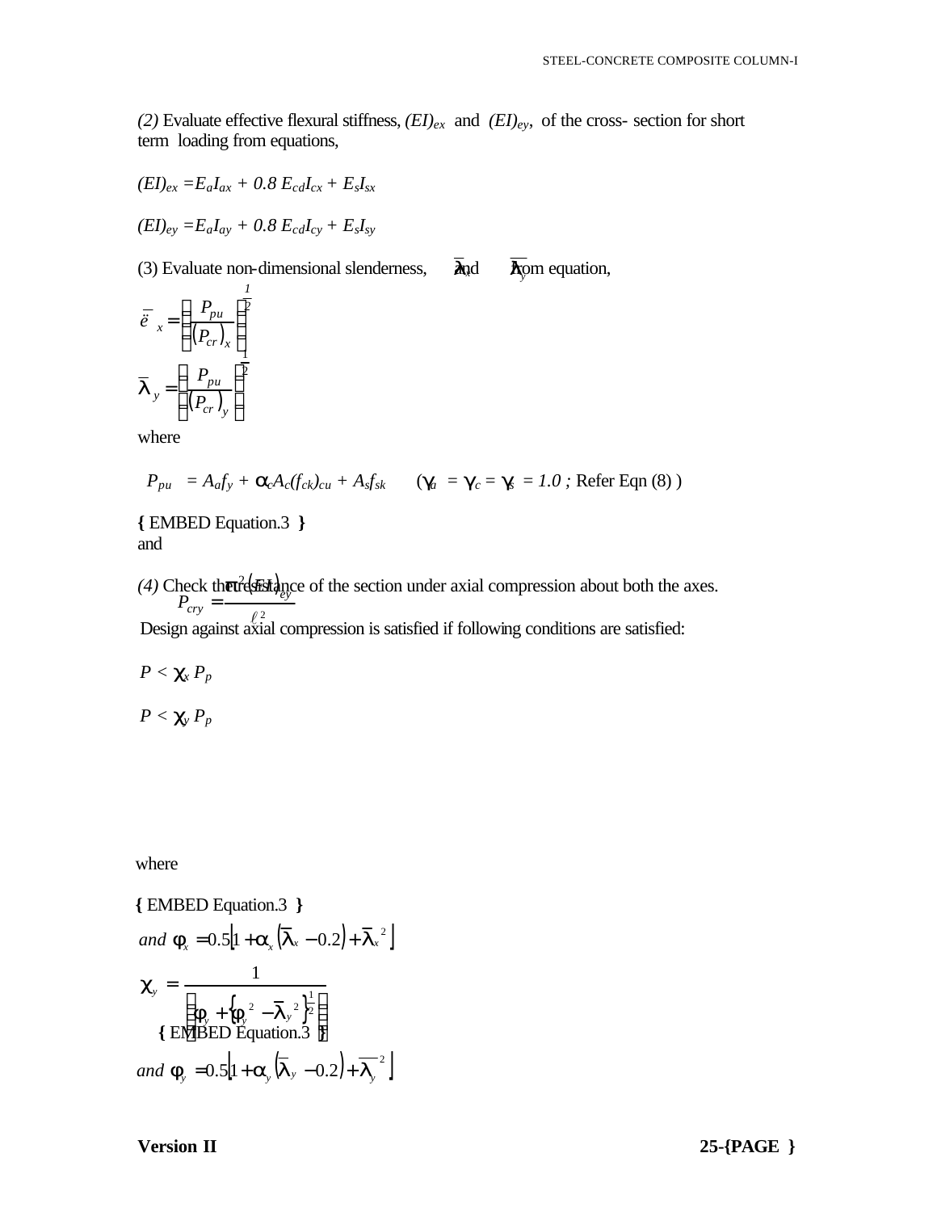(2) Evaluate effective flexural stiffness, $(EI)_{ex}$ and $(EI)_{ey}$, of the cross- section for short term loading from equations,

$$(EI)_{ex} = E_a I_{ax} + 0.8\, E_{cd} I_{cx} + E_s I_{sx}$$

$$(EI)_{ey} = E_a I_{ay} + 0.8\, E_{cd} I_{cy} + E_s I_{sy}$$

(3) Evaluate non-dimensional slenderness, $\bar{\lambda}_x$ and $\bar{\lambda}_y$ from equation,

$$\bar{\lambda}_x = \left( \frac{P_{pu}}{(P_{cr})_x} \right)^{\frac{1}{2}}$$

$$\bar{\lambda}_y = \left( \frac{P_{pu}}{(P_{cr})_y} \right)^{\frac{1}{2}}$$

where

$P_{pu} = A_a f_y + \alpha_c A_c (f_{ck})_{cu} + A_s f_{sk}$ ($\gamma_a = \gamma_c = \gamma_s = 1.0$ ; Refer Eqn (8) )

{ EMBED Equation.3 }

and

$$P_{cry} = \frac{\pi^2 (EI)_{ey}}{\ell^2}$$

(4) Check the resistance of the section under axial compression about both the axes.

Design against axial compression is satisfied if following conditions are satisfied:

$P < \chi_x P_p$

$P < \chi_y P_p$

where

{ EMBED Equation.3 }

$$\text{and } \phi_x = 0.5\left[1 + \alpha_x \left(\bar{\lambda}_x - 0.2\right) + \bar{\lambda}_x^{\,2}\right]$$

$$\chi_y = \frac{1}{\left\{\phi_y + \left\{\phi_y^{\,2} - \bar{\lambda}_y^{\,2}\right\}^{\frac{1}{2}}\right\}}$$

{ EMBED Equation.3 }

$$\text{and } \phi_y = 0.5\left[1 + \alpha_y \left(\bar{\lambda}_y - 0.2\right) + \bar{\lambda}_y^{\,2}\right]$$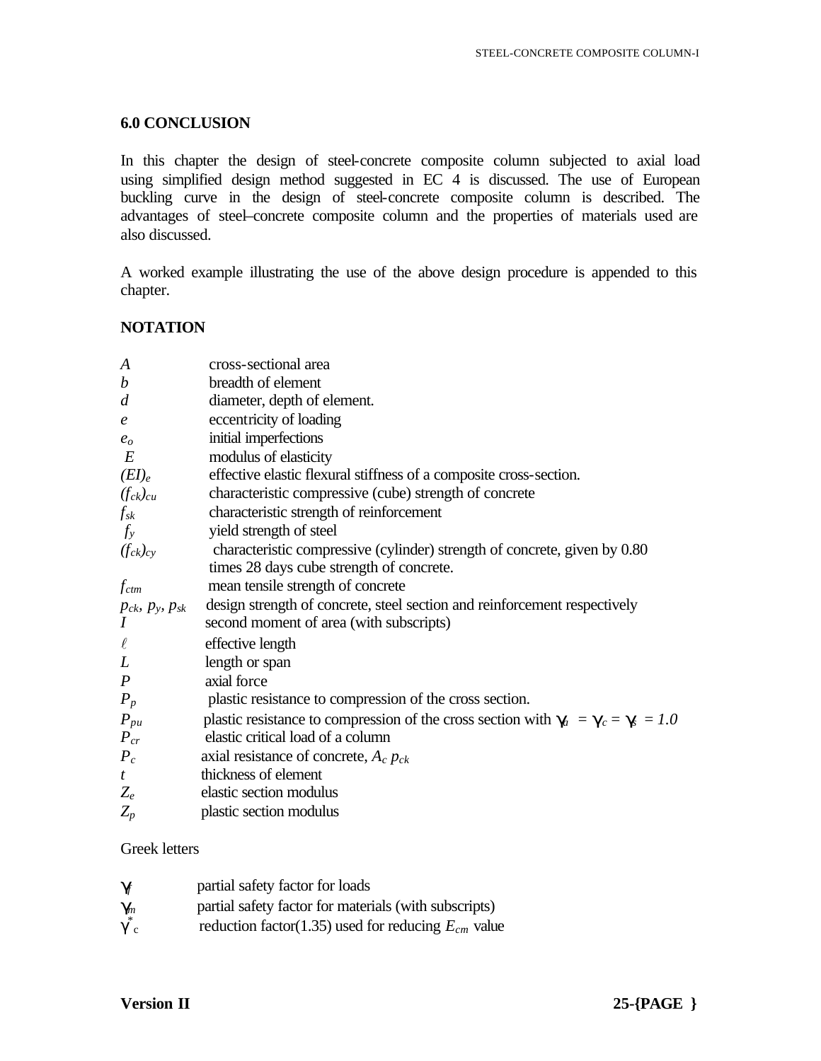## 6.0 CONCLUSION

In this chapter the design of steel-concrete composite column subjected to axial load using simplified design method suggested in EC 4 is discussed. The use of European buckling curve in the design of steel-concrete composite column is described. The advantages of steel–concrete composite column and the properties of materials used are also discussed.

A worked example illustrating the use of the above design procedure is appended to this chapter.

## NOTATION

| | |
|---|---|
| $A$ | cross-sectional area |
| $b$ | breadth of element |
| $d$ | diameter, depth of element. |
| $e$ | eccentricity of loading |
| $e_o$ | initial imperfections |
| $E$ | modulus of elasticity |
| $(EI)_e$ | effective elastic flexural stiffness of a composite cross-section. |
| $(f_{ck})_{cu}$ | characteristic compressive (cube) strength of concrete |
| $f_{sk}$ | characteristic strength of reinforcement |
| $f_y$ | yield strength of steel |
| $(f_{ck})_{cy}$ | characteristic compressive (cylinder) strength of concrete, given by 0.80 times 28 days cube strength of concrete. |
| $f_{ctm}$ | mean tensile strength of concrete |
| $p_{ck}$, $p_y$, $p_{sk}$ | design strength of concrete, steel section and reinforcement respectively |
| $I$ | second moment of area (with subscripts) |
| $\ell$ | effective length |
| $L$ | length or span |
| $P$ | axial force |
| $P_p$ | plastic resistance to compression of the cross section. |
| $P_{pu}$ | plastic resistance to compression of the cross section with $\gamma_a = \gamma_c = \gamma_s = 1.0$ |
| $P_{cr}$ | elastic critical load of a column |
| $P_c$ | axial resistance of concrete, $A_c\, p_{ck}$ |
| $t$ | thickness of element |
| $Z_e$ | elastic section modulus |
| $Z_p$ | plastic section modulus |

Greek letters

| | |
|---|---|
| $\gamma_f$ | partial safety factor for loads |
| $\gamma_m$ | partial safety factor for materials (with subscripts) |
| $\gamma^*_c$ | reduction factor(1.35) used for reducing $E_{cm}$ value |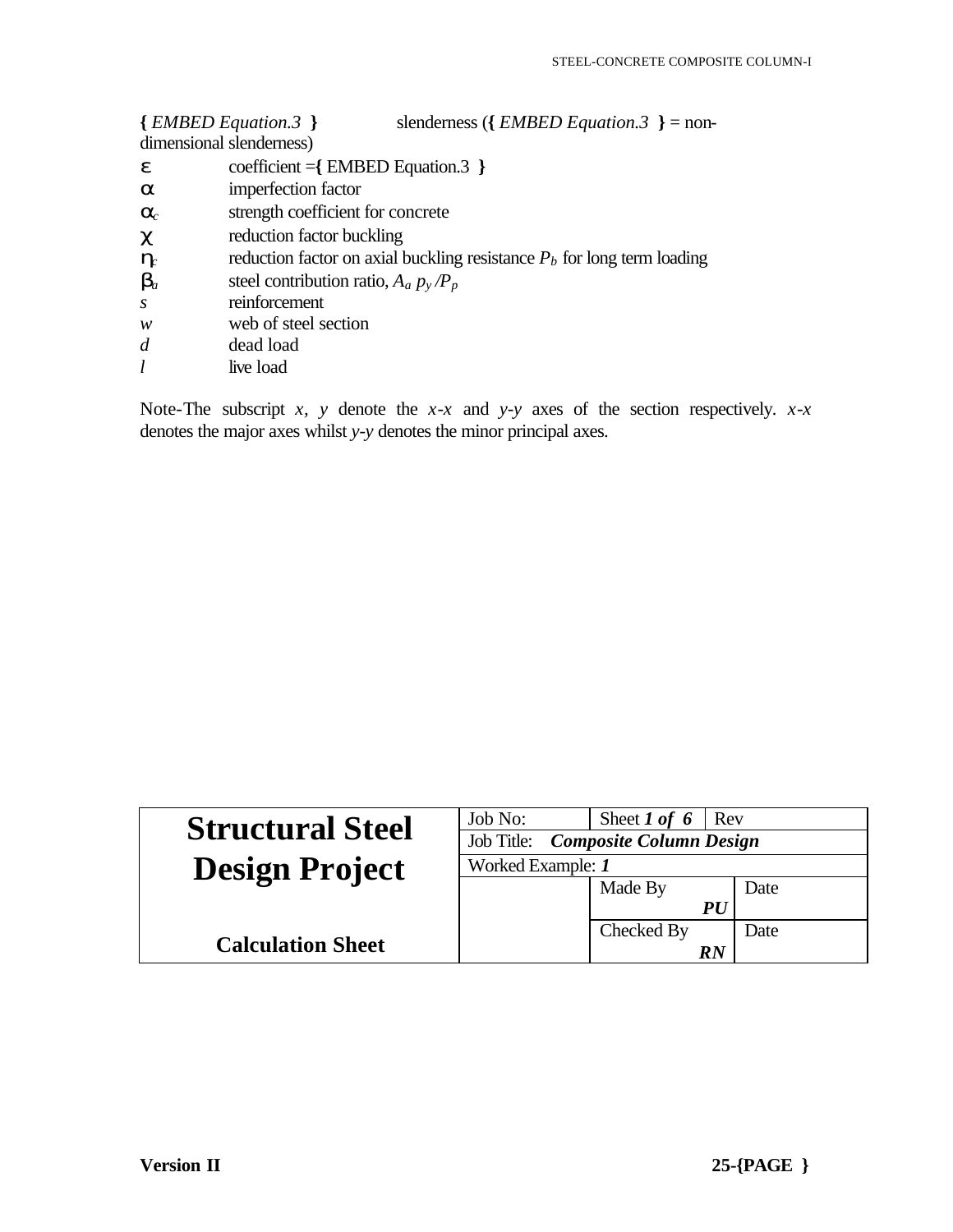{ *EMBED Equation.3* } slenderness ({ *EMBED Equation.3* } = non-dimensional slenderness)

| | |
|---|---|
| $\varepsilon$ | coefficient ={ EMBED Equation.3 } |
| $\alpha$ | imperfection factor |
| $\alpha_c$ | strength coefficient for concrete |
| $\chi$ | reduction factor buckling |
| $\eta_c$ | reduction factor on axial buckling resistance $P_b$ for long term loading |
| $\beta_a$ | steel contribution ratio, $A_a\, p_y / P_p$ |
| *s* | reinforcement |
| *w* | web of steel section |
| *d* | dead load |
| *l* | live load |

Note-The subscript *x, y* denote the *x-x* and *y-y* axes of the section respectively. *x-x* denotes the major axes whilst *y-y* denotes the minor principal axes.

| **Structural Steel Design Project** | Job No: | Sheet ***1 of 6*** | Rev |
|---|---|---|---|
| | Job Title: ***Composite Column Design*** | | |
| | Worked Example: ***1*** | | |
| | | Made By ***PU*** | Date |
| **Calculation Sheet** | | Checked By ***RN*** | Date |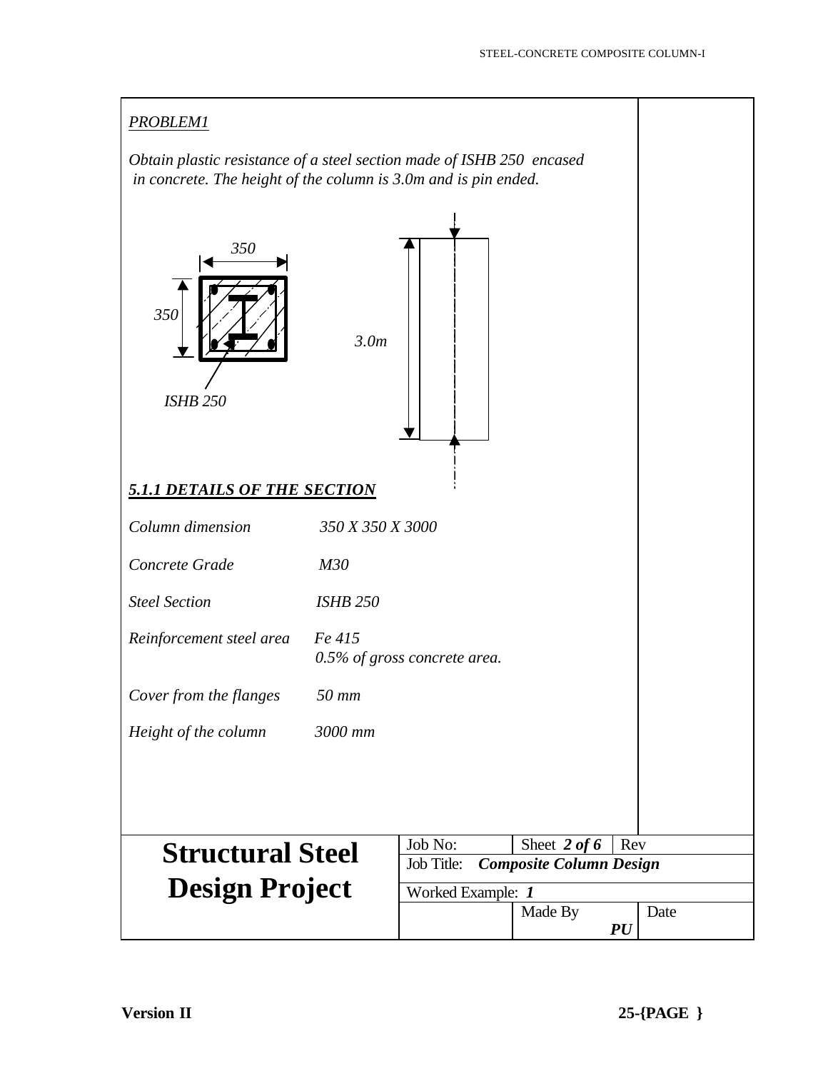*PROBLEM1*

*Obtain plastic resistance of a steel section made of ISHB 250 encased in concrete. The height of the column is 3.0m and is pin ended.*

350

350

3.0m

ISHB 250

### *5.1.1 DETAILS OF THE SECTION*

| | |
|---|---|
| *Column dimension* | *350 X 350 X 3000* |
| *Concrete Grade* | *M30* |
| *Steel Section* | *ISHB 250* |
| *Reinforcement steel area* | *Fe 415*<br>*0.5% of gross concrete area.* |
| *Cover from the flanges* | *50 mm* |
| *Height of the column* | *3000 mm* |

| **Structural Steel Design Project** | Job No: | Sheet *2 of 6* | Rev |
|---|---|---|---|
| | Job Title: ***Composite Column Design*** | | |
| | Worked Example: ***1*** | | |
| | | Made By ***PU*** | Date |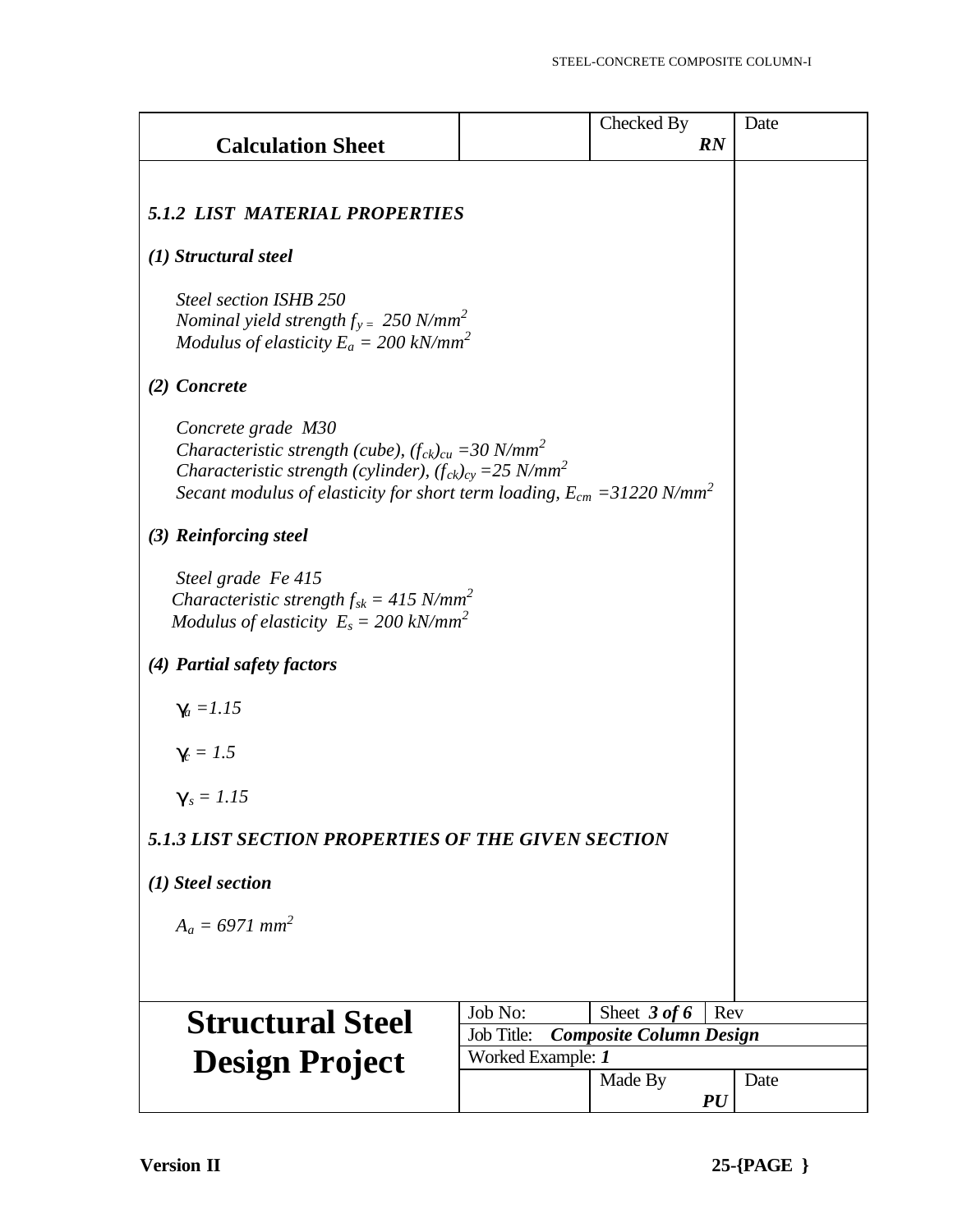| Calculation Sheet | | Checked By RN | Date |
|---|---|---|---|

### *5.1.2 LIST MATERIAL PROPERTIES*

***(1) Structural steel***

*Steel section ISHB 250*
*Nominal yield strength $f_y = 250\ N/mm^2$*
*Modulus of elasticity $E_a = 200\ kN/mm^2$*

***(2) Concrete***

*Concrete grade M30*
*Characteristic strength (cube), $(f_{ck})_{cu} = 30\ N/mm^2$*
*Characteristic strength (cylinder), $(f_{ck})_{cy} = 25\ N/mm^2$*
*Secant modulus of elasticity for short term loading, $E_{cm} = 31220\ N/mm^2$*

***(3) Reinforcing steel***

*Steel grade Fe 415*
*Characteristic strength $f_{sk} = 415\ N/mm^2$*
*Modulus of elasticity $E_s = 200\ kN/mm^2$*

***(4) Partial safety factors***

$\gamma_a = 1.15$

$\gamma_c = 1.5$

$\gamma_s = 1.15$

### *5.1.3 LIST SECTION PROPERTIES OF THE GIVEN SECTION*

***(1) Steel section***

$A_a = 6971\ mm^2$

| **Structural Steel Design Project** | Job No: | Sheet *3 of 6* | Rev |
|---|---|---|---|
| | Job Title: ***Composite Column Design*** | | |
| | Worked Example: ***1*** | | |
| | | Made By ***PU*** | Date |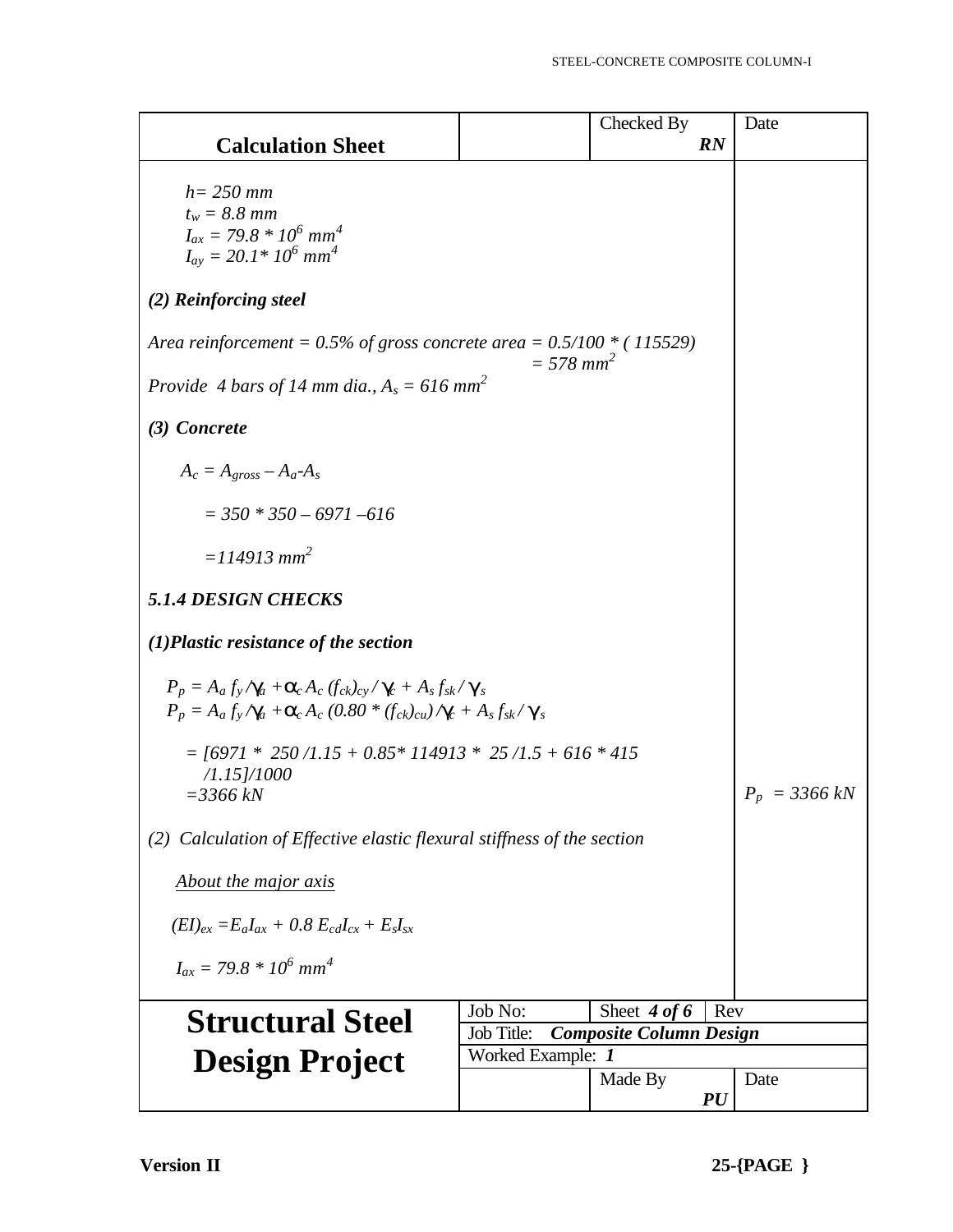**Calculation Sheet** | Checked By: ***RN*** | Date

$h = 250$ mm
$t_w = 8.8$ mm
$I_{ax} = 79.8 * 10^6$ mm$^4$
$I_{ay} = 20.1 * 10^6$ mm$^4$

***(2) Reinforcing steel***

*Area reinforcement = 0.5% of gross concrete area = 0.5/100 * ( 115529)*
*= 578 mm$^2$*

*Provide 4 bars of 14 mm dia., $A_s = 616$ mm$^2$*

***(3) Concrete***

$A_c = A_{gross} – A_a - A_s$

$= 350 * 350 – 6971 – 616$

$= 114913$ mm$^2$

***5.1.4 DESIGN CHECKS***

***(1) Plastic resistance of the section***

$P_p = A_a\, f_y / \gamma_a + \alpha_c\, A_c\, (f_{ck})_{cy} / \gamma_c + A_s\, f_{sk} / \gamma_s$

$P_p = A_a\, f_y / \gamma_a + \alpha_c\, A_c\, (0.80 * (f_{ck})_{cu}) / \gamma_c + A_s\, f_{sk} / \gamma_s$

$= [6971 * 250 / 1.15 + 0.85 * 114913 * 25 / 1.5 + 616 * 415 / 1.15] / 1000$

$= 3366$ kN

$P_p = 3366$ kN

*(2) Calculation of Effective elastic flexural stiffness of the section*

*About the major axis*

$(EI)_{ex} = E_a I_{ax} + 0.8\, E_{cd} I_{cx} + E_s I_{sx}$

$I_{ax} = 79.8 * 10^6$ mm$^4$

| **Structural Steel Design Project** | Job No: | Sheet ***4 of 6*** | Rev |
|---|---|---|---|
| | Job Title: ***Composite Column Design*** | | |
| | Worked Example: ***1*** | | |
| | | Made By ***PU*** | Date |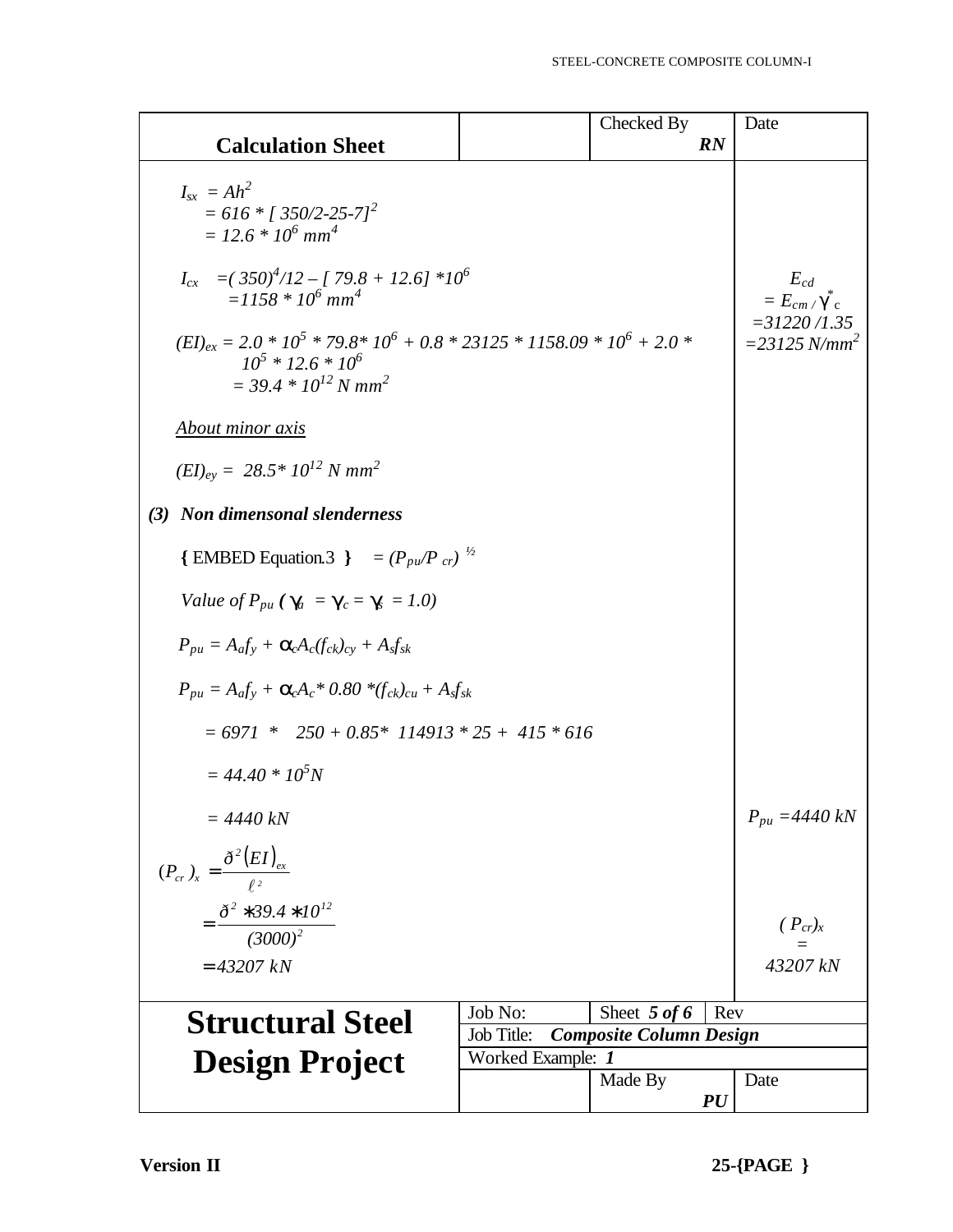| Calculation Sheet | | Checked By *RN* | Date |
|---|---|---|---|

$I_{sx} = Ah^2$

$= 616 * [350/2-25-7]^2$

$= 12.6 * 10^6 \text{ mm}^4$

$I_{cx} = (350)^4/12 - [79.8 + 12.6] * 10^6$

$= 1158 * 10^6 \text{ mm}^4$

$(EI)_{ex} = 2.0 * 10^5 * 79.8 * 10^6 + 0.8 * 23125 * 1158.09 * 10^6 + 2.0 * 10^5 * 12.6 * 10^6$

$= 39.4 * 10^{12} \text{ N mm}^2$

$E_{cd} = E_{cm} / \gamma^*_c = 31220/1.35 = 23125 \text{ N/mm}^2$

<u>About minor axis</u>

$(EI)_{ey} = 28.5 * 10^{12} \text{ N mm}^2$

**(3) Non dimensonal slenderness**

{ EMBED Equation.3 } $= (P_{pu}/P_{cr})^{1/2}$

*Value of* $P_{pu}$ $(\gamma_a = \gamma_c = \gamma_s = 1.0)$

$P_{pu} = A_a f_y + \alpha_c A_c (f_{ck})_{cy} + A_s f_{sk}$

$P_{pu} = A_a f_y + \alpha_c A_c * 0.80 * (f_{ck})_{cu} + A_s f_{sk}$

$= 6971 * 250 + 0.85 * 114913 * 25 + 415 * 616$

$= 44.40 * 10^5 \text{N}$

$= 4440 \text{ kN}$

$P_{pu} = 4440 \text{ kN}$

$$(P_{cr})_x = \frac{\pi^2 (EI)_{ex}}{\ell^2}$$

$$= \frac{\pi^2 * 39.4 * 10^{12}}{(3000)^2}$$

$$= 43207 \text{ kN}$$

$(P_{cr})_x = 43207 \text{ kN}$

| Structural Steel Design Project | Job No: | Sheet *5 of 6* | Rev |
|---|---|---|---|
| | Job Title: *Composite Column Design* | | |
| | Worked Example: *1* | | |
| | | Made By *PU* | Date |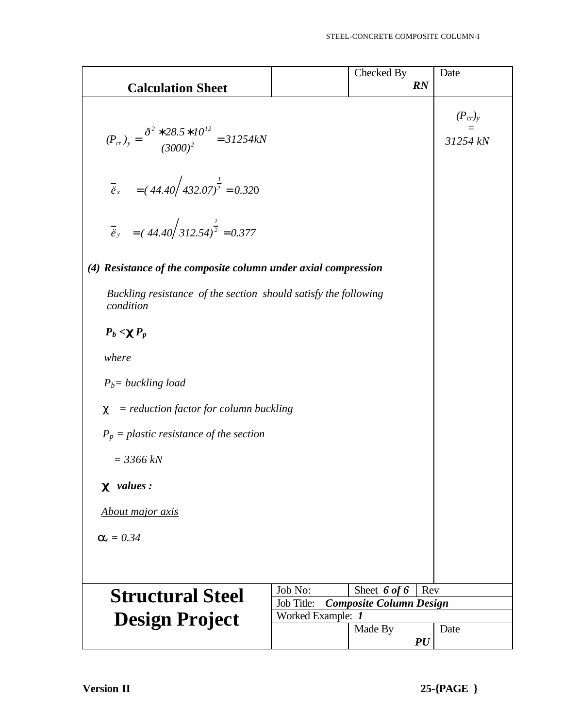**Calculation Sheet**

| | | Checked By RN | Date |
|---|---|---|---|

$$(P_{cr})_y = \frac{\pi^2 * 28.5 * 10^{12}}{(3000)^2} = 31254kN$$

$(P_{cr})_y = 31254\ kN$

$$\bar{\lambda}_x = (44.40/432.07)^{\frac{1}{2}} = 0.320$$

$$\bar{\lambda}_y = (44.40/312.54)^{\frac{1}{2}} = 0.377$$

***(4) Resistance of the composite column under axial compression***

*Buckling resistance of the section should satisfy the following condition*

$$P_b < \chi P_p$$

*where*

$P_b$ *= buckling load*

$\chi$ *= reduction factor for column buckling*

$P_p$ *= plastic resistance of the section*

*= 3366 kN*

***$\chi$ values :***

*About major axis*

$\alpha_x = 0.34$

| Structural Steel Design Project | Job No: | Sheet 6 of 6 | Rev |
|---|---|---|---|
| | Job Title: ***Composite Column Design*** | | |
| | Worked Example: ***1*** | | |
| | | Made By ***PU*** | Date |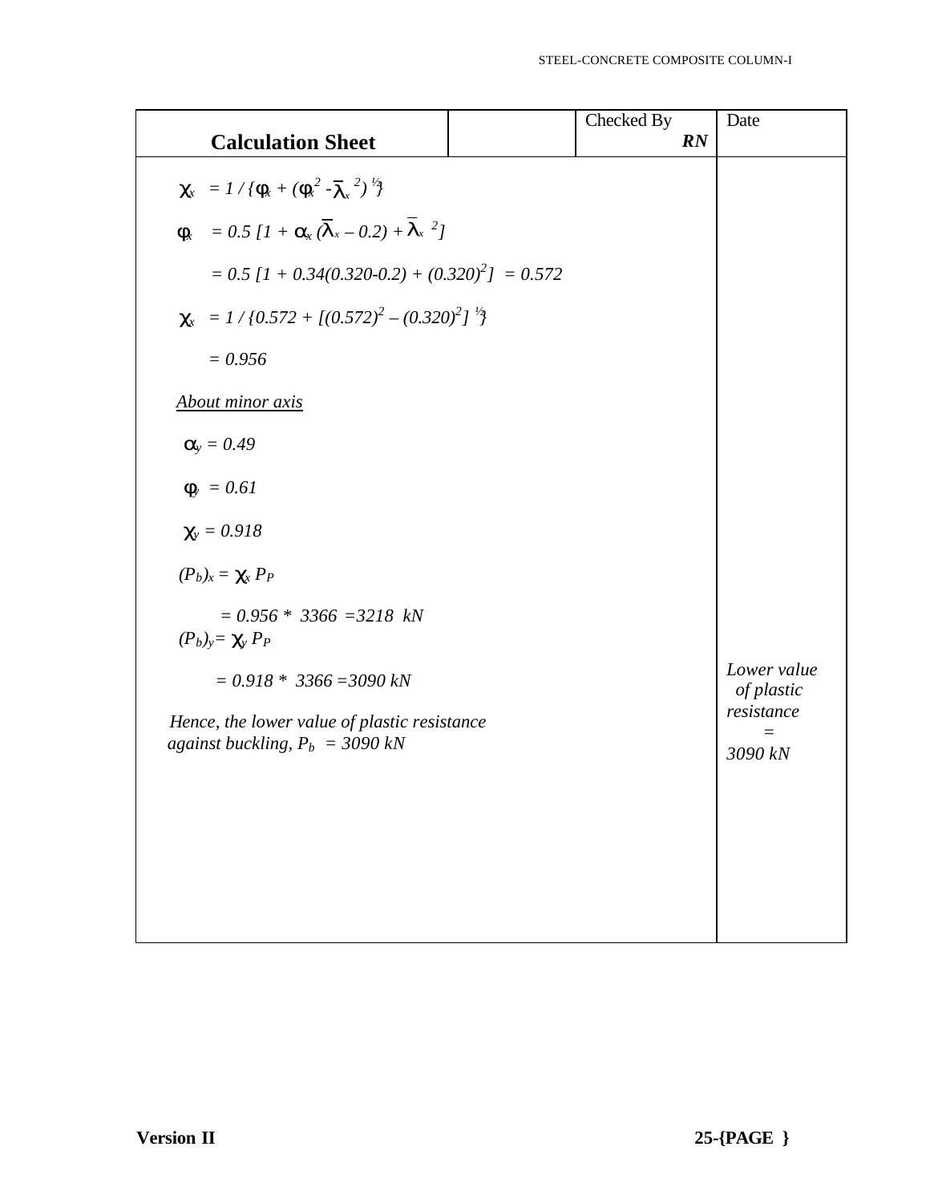| Calculation Sheet | | Checked By RN | Date |
|---|---|---|---|

$\chi_x = 1 / \{\phi_x + (\phi_x^2 - \bar{\lambda}_x^{\,2})^{½}\}$

$\phi_x = 0.5\,[1 + \alpha_x(\bar{\lambda}_x - 0.2) + \bar{\lambda}_x^{\,2}]$

$= 0.5\,[1 + 0.34(0.320 - 0.2) + (0.320)^2] = 0.572$

$\chi_x = 1 / \{0.572 + [(0.572)^2 - (0.320)^2]^{½}\}$

$= 0.956$

*About minor axis*

$\alpha_y = 0.49$

$\phi_y = 0.61$

$\chi_y = 0.918$

$(P_b)_x = \chi_x\, P_P$

$= 0.956 * 3366 = 3218$ kN

$(P_b)_y = \chi_y\, P_P$

$= 0.918 * 3366 = 3090$ kN

*Hence, the lower value of plastic resistance against buckling,* $P_b = 3090$ *kN*

*Lower value of plastic resistance = 3090 kN*